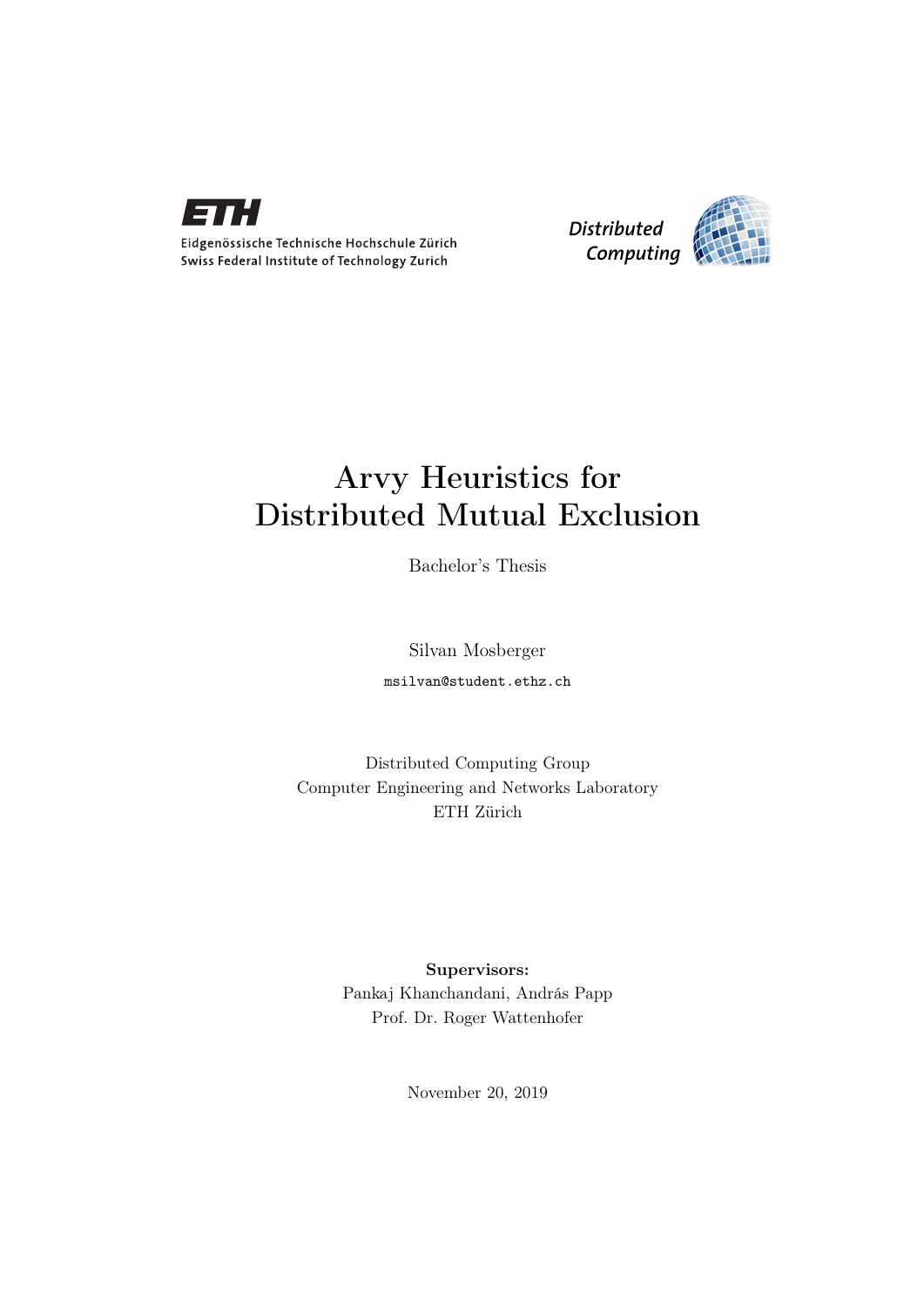Eidgenössische Technische Hochschule Zürich
Swiss Federal Institute of Technology Zurich

*Distributed Computing*

# Arvy Heuristics for Distributed Mutual Exclusion

Bachelor's Thesis

Silvan Mosberger

msilvan@student.ethz.ch

Distributed Computing Group
Computer Engineering and Networks Laboratory
ETH Zürich

**Supervisors:**
Pankaj Khanchandani, András Papp
Prof. Dr. Roger Wattenhofer

November 20, 2019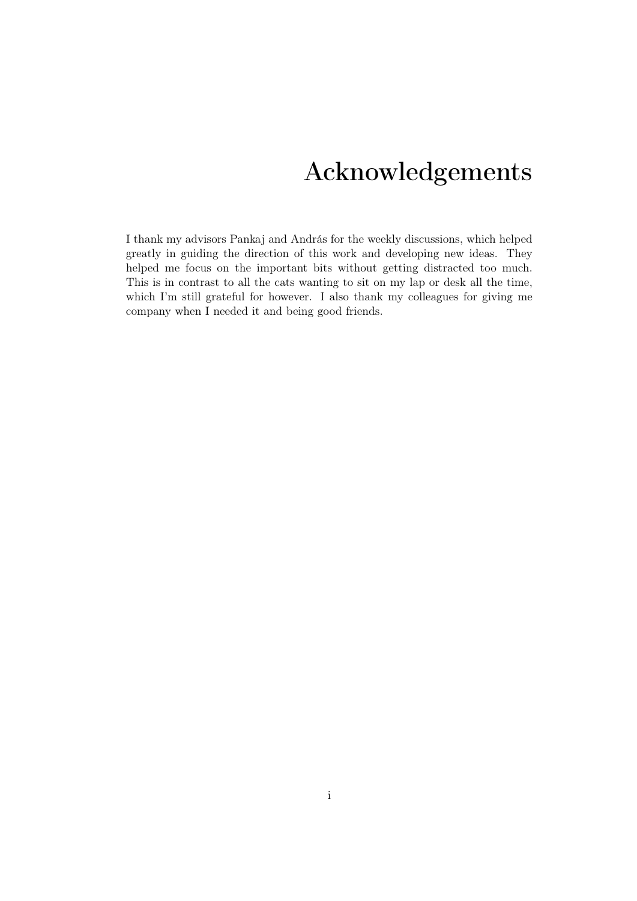# Acknowledgements

I thank my advisors Pankaj and András for the weekly discussions, which helped greatly in guiding the direction of this work and developing new ideas. They helped me focus on the important bits without getting distracted too much. This is in contrast to all the cats wanting to sit on my lap or desk all the time, which I'm still grateful for however. I also thank my colleagues for giving me company when I needed it and being good friends.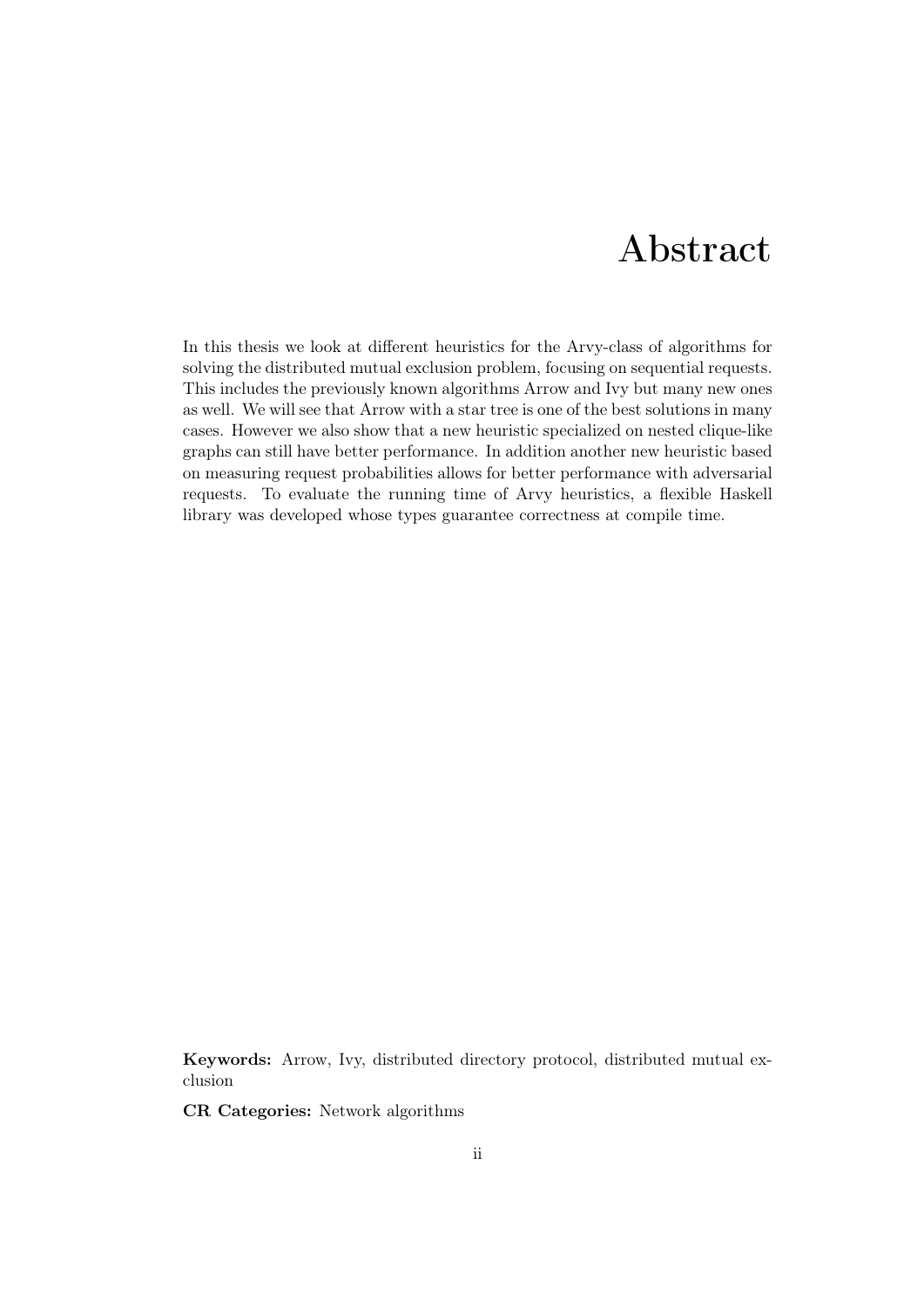# Abstract

In this thesis we look at different heuristics for the Arvy-class of algorithms for solving the distributed mutual exclusion problem, focusing on sequential requests. This includes the previously known algorithms Arrow and Ivy but many new ones as well. We will see that Arrow with a star tree is one of the best solutions in many cases. However we also show that a new heuristic specialized on nested clique-like graphs can still have better performance. In addition another new heuristic based on measuring request probabilities allows for better performance with adversarial requests. To evaluate the running time of Arvy heuristics, a flexible Haskell library was developed whose types guarantee correctness at compile time.

**Keywords:** Arrow, Ivy, distributed directory protocol, distributed mutual exclusion

**CR Categories:** Network algorithms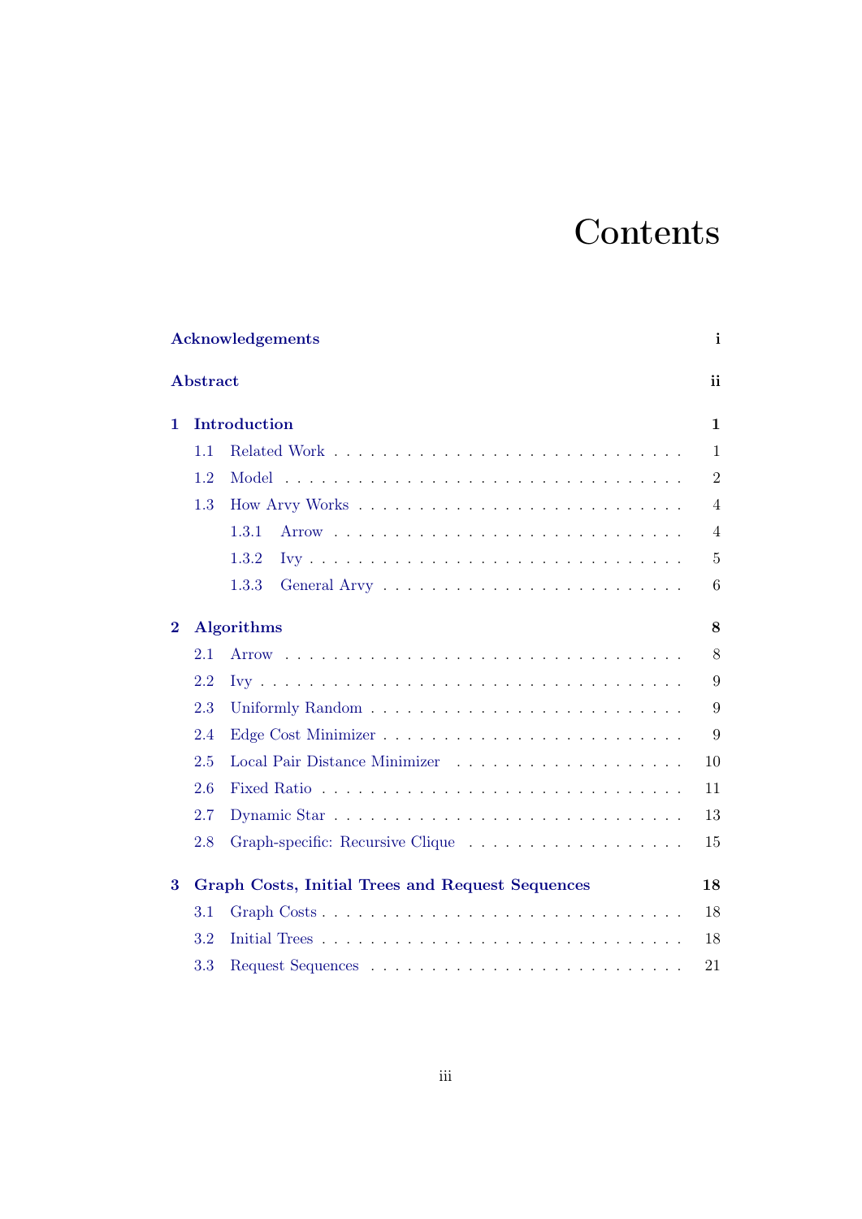# Contents

| | |
|---|---|
| **Acknowledgements** | **i** |
| **Abstract** | **ii** |
| **1 Introduction** | **1** |
| 1.1 Related Work | 1 |
| 1.2 Model | 2 |
| 1.3 How Arvy Works | 4 |
| 1.3.1 Arrow | 4 |
| 1.3.2 Ivy | 5 |
| 1.3.3 General Arvy | 6 |
| **2 Algorithms** | **8** |
| 2.1 Arrow | 8 |
| 2.2 Ivy | 9 |
| 2.3 Uniformly Random | 9 |
| 2.4 Edge Cost Minimizer | 9 |
| 2.5 Local Pair Distance Minimizer | 10 |
| 2.6 Fixed Ratio | 11 |
| 2.7 Dynamic Star | 13 |
| 2.8 Graph-specific: Recursive Clique | 15 |
| **3 Graph Costs, Initial Trees and Request Sequences** | **18** |
| 3.1 Graph Costs | 18 |
| 3.2 Initial Trees | 18 |
| 3.3 Request Sequences | 21 |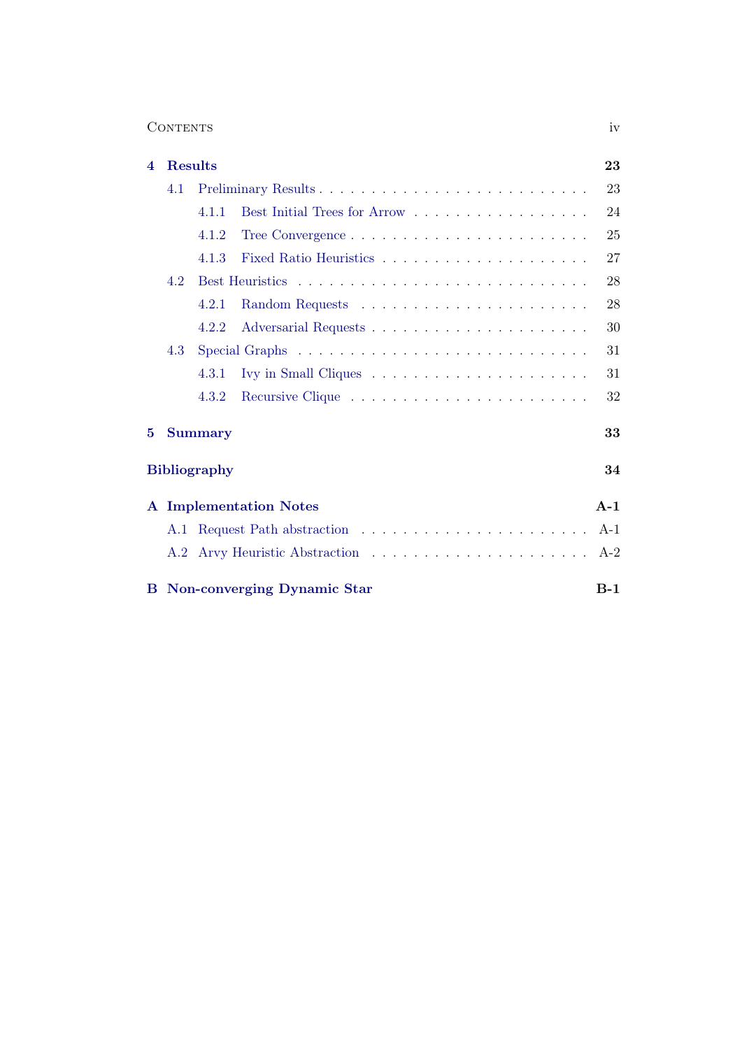| | | |
|---|---|---|
| **4** | **Results** | **23** |
| 4.1 | Preliminary Results | 23 |
| 4.1.1 | Best Initial Trees for Arrow | 24 |
| 4.1.2 | Tree Convergence | 25 |
| 4.1.3 | Fixed Ratio Heuristics | 27 |
| 4.2 | Best Heuristics | 28 |
| 4.2.1 | Random Requests | 28 |
| 4.2.2 | Adversarial Requests | 30 |
| 4.3 | Special Graphs | 31 |
| 4.3.1 | Ivy in Small Cliques | 31 |
| 4.3.2 | Recursive Clique | 32 |
| **5** | **Summary** | **33** |
| | **Bibliography** | **34** |
| **A** | **Implementation Notes** | **A-1** |
| A.1 | Request Path abstraction | A-1 |
| A.2 | Arvy Heuristic Abstraction | A-2 |
| **B** | **Non-converging Dynamic Star** | **B-1** |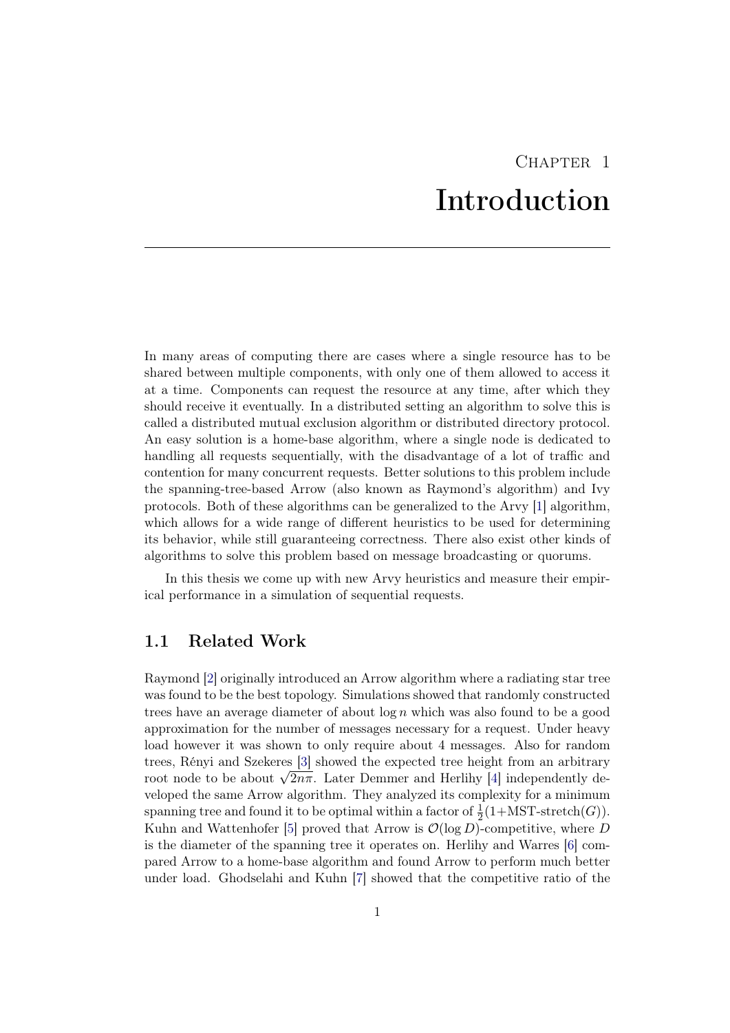# Chapter 1
# Introduction

In many areas of computing there are cases where a single resource has to be shared between multiple components, with only one of them allowed to access it at a time. Components can request the resource at any time, after which they should receive it eventually. In a distributed setting an algorithm to solve this is called a distributed mutual exclusion algorithm or distributed directory protocol. An easy solution is a home-base algorithm, where a single node is dedicated to handling all requests sequentially, with the disadvantage of a lot of traffic and contention for many concurrent requests. Better solutions to this problem include the spanning-tree-based Arrow (also known as Raymond's algorithm) and Ivy protocols. Both of these algorithms can be generalized to the Arvy [1] algorithm, which allows for a wide range of different heuristics to be used for determining its behavior, while still guaranteeing correctness. There also exist other kinds of algorithms to solve this problem based on message broadcasting or quorums.

In this thesis we come up with new Arvy heuristics and measure their empirical performance in a simulation of sequential requests.

## 1.1 Related Work

Raymond [2] originally introduced an Arrow algorithm where a radiating star tree was found to be the best topology. Simulations showed that randomly constructed trees have an average diameter of about $\log n$ which was also found to be a good approximation for the number of messages necessary for a request. Under heavy load however it was shown to only require about 4 messages. Also for random trees, Rényi and Szekeres [3] showed the expected tree height from an arbitrary root node to be about $\sqrt{2n\pi}$. Later Demmer and Herlihy [4] independently developed the same Arrow algorithm. They analyzed its complexity for a minimum spanning tree and found it to be optimal within a factor of $\frac{1}{2}(1+\text{MST-stretch}(G))$. Kuhn and Wattenhofer [5] proved that Arrow is $\mathcal{O}(\log D)$-competitive, where $D$ is the diameter of the spanning tree it operates on. Herlihy and Warres [6] compared Arrow to a home-base algorithm and found Arrow to perform much better under load. Ghodselahi and Kuhn [7] showed that the competitive ratio of the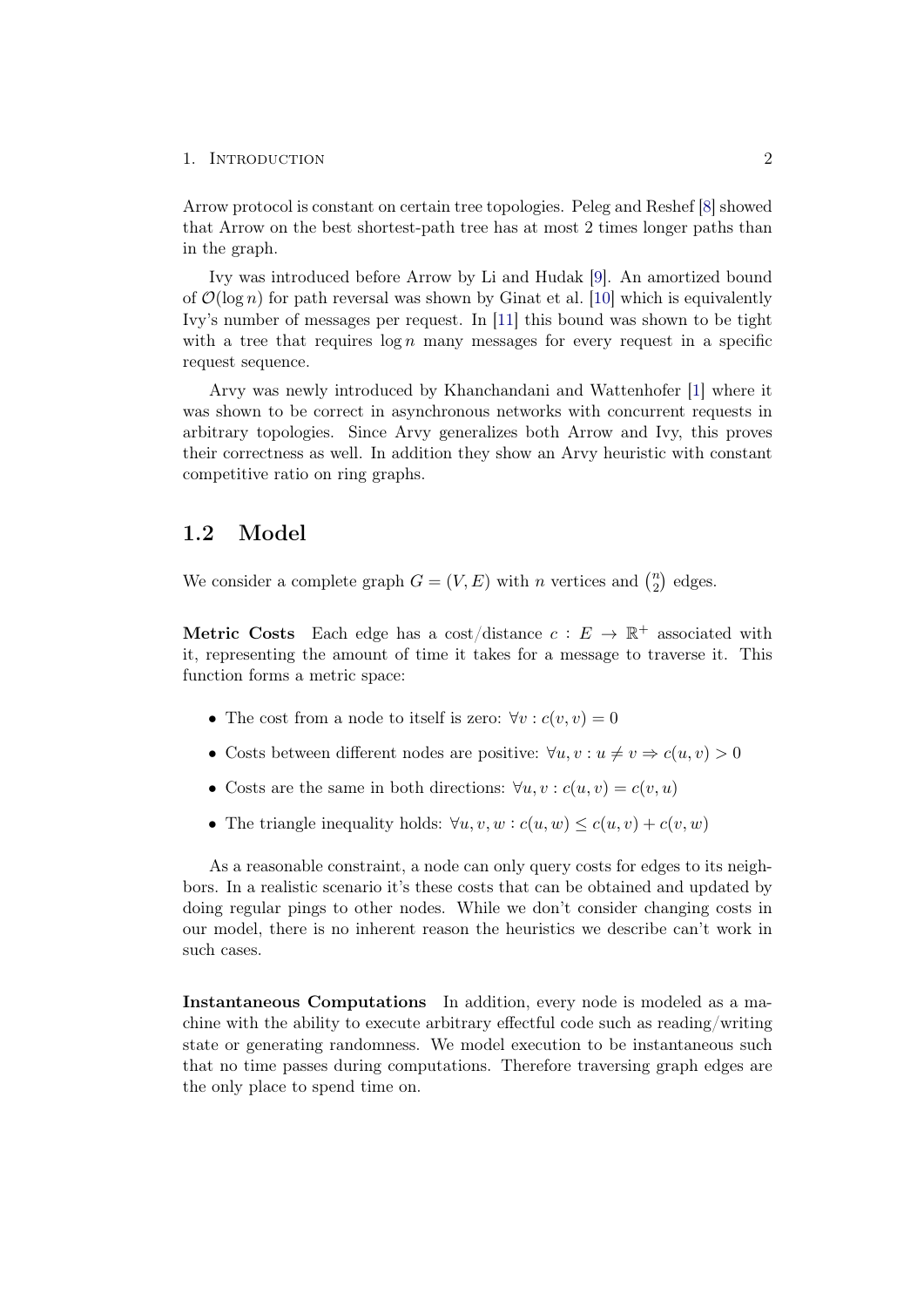Arrow protocol is constant on certain tree topologies. Peleg and Reshef [8] showed that Arrow on the best shortest-path tree has at most 2 times longer paths than in the graph.

Ivy was introduced before Arrow by Li and Hudak [9]. An amortized bound of $\mathcal{O}(\log n)$ for path reversal was shown by Ginat et al. [10] which is equivalently Ivy's number of messages per request. In [11] this bound was shown to be tight with a tree that requires $\log n$ many messages for every request in a specific request sequence.

Arvy was newly introduced by Khanchandani and Wattenhofer [1] where it was shown to be correct in asynchronous networks with concurrent requests in arbitrary topologies. Since Arvy generalizes both Arrow and Ivy, this proves their correctness as well. In addition they show an Arvy heuristic with constant competitive ratio on ring graphs.

## 1.2 Model

We consider a complete graph $G = (V, E)$ with $n$ vertices and $\binom{n}{2}$ edges.

**Metric Costs** Each edge has a cost/distance $c : E \to \mathbb{R}^+$ associated with it, representing the amount of time it takes for a message to traverse it. This function forms a metric space:

- The cost from a node to itself is zero: $\forall v : c(v, v) = 0$
- Costs between different nodes are positive: $\forall u, v : u \neq v \Rightarrow c(u, v) > 0$
- Costs are the same in both directions: $\forall u, v : c(u, v) = c(v, u)$
- The triangle inequality holds: $\forall u, v, w : c(u, w) \leq c(u, v) + c(v, w)$

As a reasonable constraint, a node can only query costs for edges to its neighbors. In a realistic scenario it's these costs that can be obtained and updated by doing regular pings to other nodes. While we don't consider changing costs in our model, there is no inherent reason the heuristics we describe can't work in such cases.

**Instantaneous Computations** In addition, every node is modeled as a machine with the ability to execute arbitrary effectful code such as reading/writing state or generating randomness. We model execution to be instantaneous such that no time passes during computations. Therefore traversing graph edges are the only place to spend time on.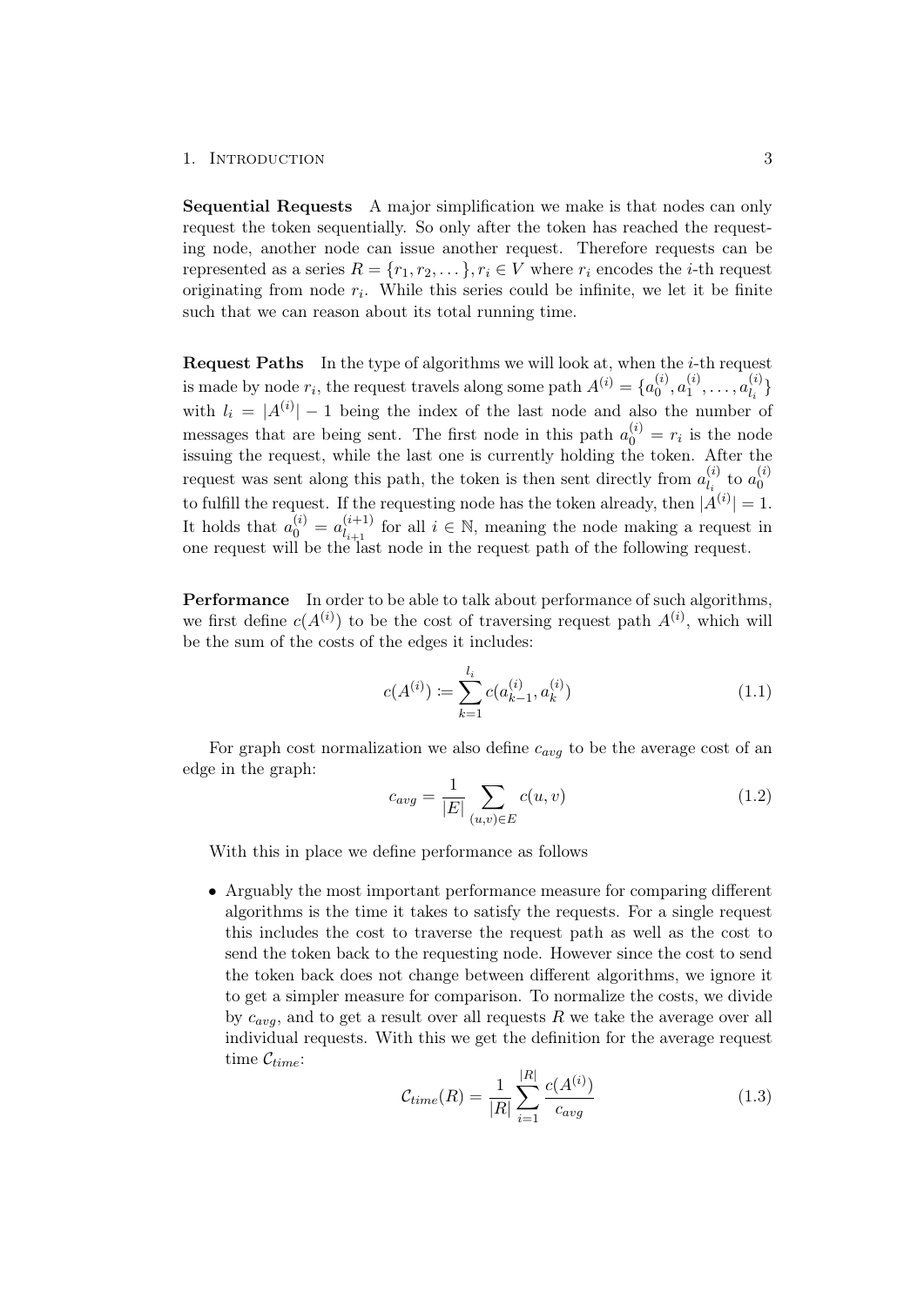**Sequential Requests** A major simplification we make is that nodes can only request the token sequentially. So only after the token has reached the requesting node, another node can issue another request. Therefore requests can be represented as a series $R = \{r_1, r_2, \dots\}, r_i \in V$ where $r_i$ encodes the $i$-th request originating from node $r_i$. While this series could be infinite, we let it be finite such that we can reason about its total running time.

**Request Paths** In the type of algorithms we will look at, when the $i$-th request is made by node $r_i$, the request travels along some path $A^{(i)} = \{a_0^{(i)}, a_1^{(i)}, \dots, a_{l_i}^{(i)}\}$ with $l_i = |A^{(i)}| - 1$ being the index of the last node and also the number of messages that are being sent. The first node in this path $a_0^{(i)} = r_i$ is the node issuing the request, while the last one is currently holding the token. After the request was sent along this path, the token is then sent directly from $a_{l_i}^{(i)}$ to $a_0^{(i)}$ to fulfill the request. If the requesting node has the token already, then $|A^{(i)}| = 1$. It holds that $a_0^{(i)} = a_{l_{i+1}}^{(i+1)}$ for all $i \in \mathbb{N}$, meaning the node making a request in one request will be the last node in the request path of the following request.

**Performance** In order to be able to talk about performance of such algorithms, we first define $c(A^{(i)})$ to be the cost of traversing request path $A^{(i)}$, which will be the sum of the costs of the edges it includes:

$$c(A^{(i)}) \coloneqq \sum_{k=1}^{l_i} c(a_{k-1}^{(i)}, a_k^{(i)}) \tag{1.1}$$

For graph cost normalization we also define $c_{avg}$ to be the average cost of an edge in the graph:

$$c_{avg} = \frac{1}{|E|} \sum_{(u,v) \in E} c(u, v) \tag{1.2}$$

With this in place we define performance as follows

- Arguably the most important performance measure for comparing different algorithms is the time it takes to satisfy the requests. For a single request this includes the cost to traverse the request path as well as the cost to send the token back to the requesting node. However since the cost to send the token back does not change between different algorithms, we ignore it to get a simpler measure for comparison. To normalize the costs, we divide by $c_{avg}$, and to get a result over all requests $R$ we take the average over all individual requests. With this we get the definition for the average request time $\mathcal{C}_{time}$:

$$\mathcal{C}_{time}(R) = \frac{1}{|R|} \sum_{i=1}^{|R|} \frac{c(A^{(i)})}{c_{avg}} \tag{1.3}$$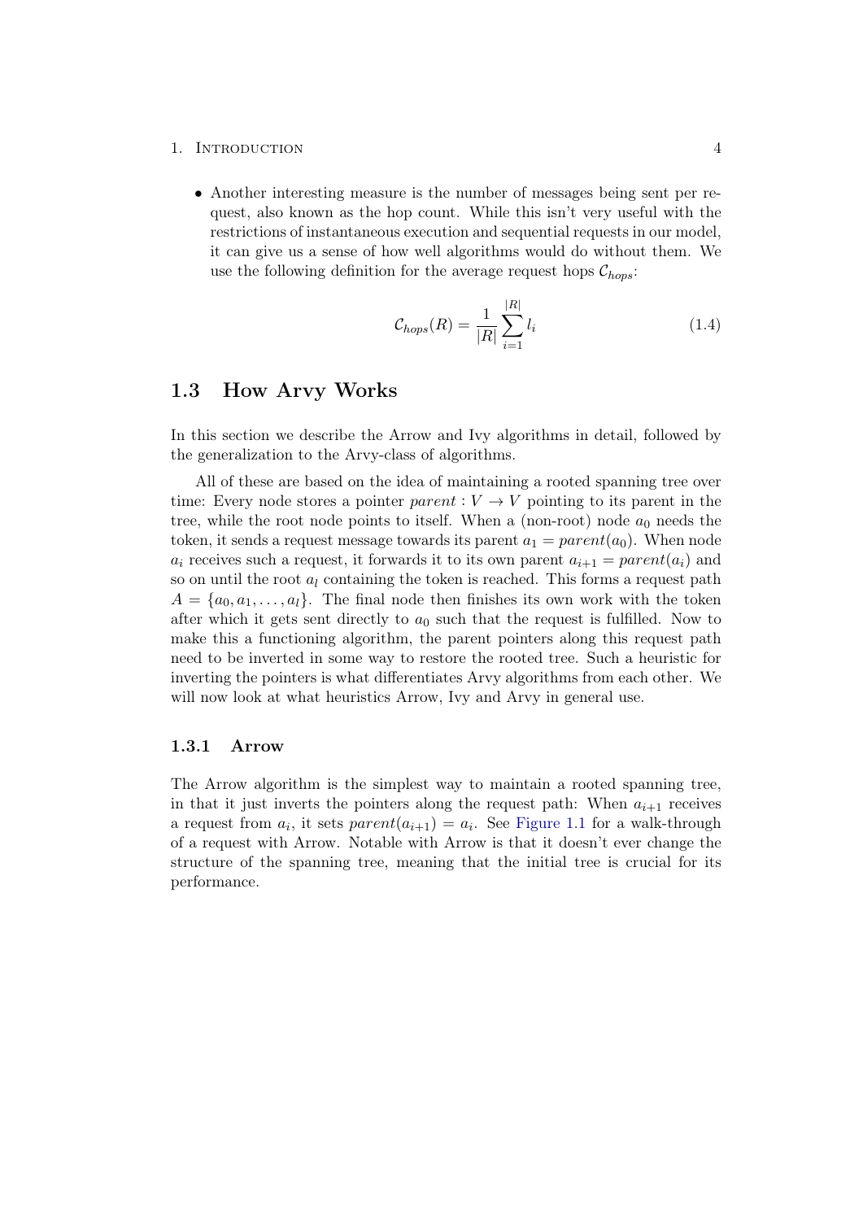- Another interesting measure is the number of messages being sent per request, also known as the hop count. While this isn't very useful with the restrictions of instantaneous execution and sequential requests in our model, it can give us a sense of how well algorithms would do without them. We use the following definition for the average request hops $\mathcal{C}_{hops}$:

$$\mathcal{C}_{hops}(R) = \frac{1}{|R|} \sum_{i=1}^{|R|} l_i \tag{1.4}$$

## 1.3 How Arvy Works

In this section we describe the Arrow and Ivy algorithms in detail, followed by the generalization to the Arvy-class of algorithms.

All of these are based on the idea of maintaining a rooted spanning tree over time: Every node stores a pointer $parent : V \to V$ pointing to its parent in the tree, while the root node points to itself. When a (non-root) node $a_0$ needs the token, it sends a request message towards its parent $a_1 = parent(a_0)$. When node $a_i$ receives such a request, it forwards it to its own parent $a_{i+1} = parent(a_i)$ and so on until the root $a_l$ containing the token is reached. This forms a request path $A = \{a_0, a_1, \ldots, a_l\}$. The final node then finishes its own work with the token after which it gets sent directly to $a_0$ such that the request is fulfilled. Now to make this a functioning algorithm, the parent pointers along this request path need to be inverted in some way to restore the rooted tree. Such a heuristic for inverting the pointers is what differentiates Arvy algorithms from each other. We will now look at what heuristics Arrow, Ivy and Arvy in general use.

### 1.3.1 Arrow

The Arrow algorithm is the simplest way to maintain a rooted spanning tree, in that it just inverts the pointers along the request path: When $a_{i+1}$ receives a request from $a_i$, it sets $parent(a_{i+1}) = a_i$. See Figure 1.1 for a walk-through of a request with Arrow. Notable with Arrow is that it doesn't ever change the structure of the spanning tree, meaning that the initial tree is crucial for its performance.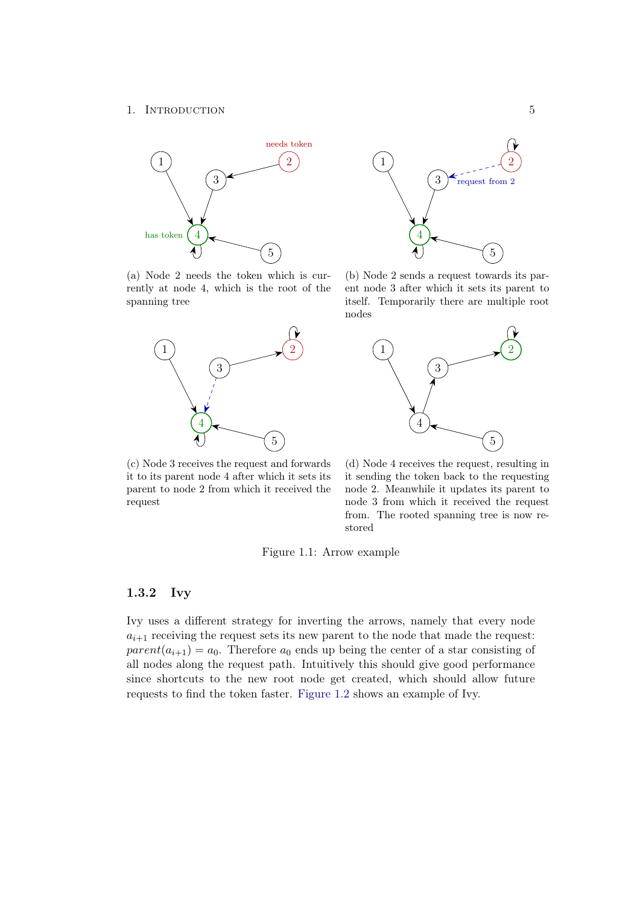(a) Node 2 needs the token which is currently at node 4, which is the root of the spanning tree

(b) Node 2 sends a request towards its parent node 3 after which it sets its parent to itself. Temporarily there are multiple root nodes

(c) Node 3 receives the request and forwards it to its parent node 4 after which it sets its parent to node 2 from which it received the request

(d) Node 4 receives the request, resulting in it sending the token back to the requesting node 2. Meanwhile it updates its parent to node 3 from which it received the request from. The rooted spanning tree is now restored

Figure 1.1: Arrow example

### 1.3.2 Ivy

Ivy uses a different strategy for inverting the arrows, namely that every node $a_{i+1}$ receiving the request sets its new parent to the node that made the request: $parent(a_{i+1}) = a_0$. Therefore $a_0$ ends up being the center of a star consisting of all nodes along the request path. Intuitively this should give good performance since shortcuts to the new root node get created, which should allow future requests to find the token faster. Figure 1.2 shows an example of Ivy.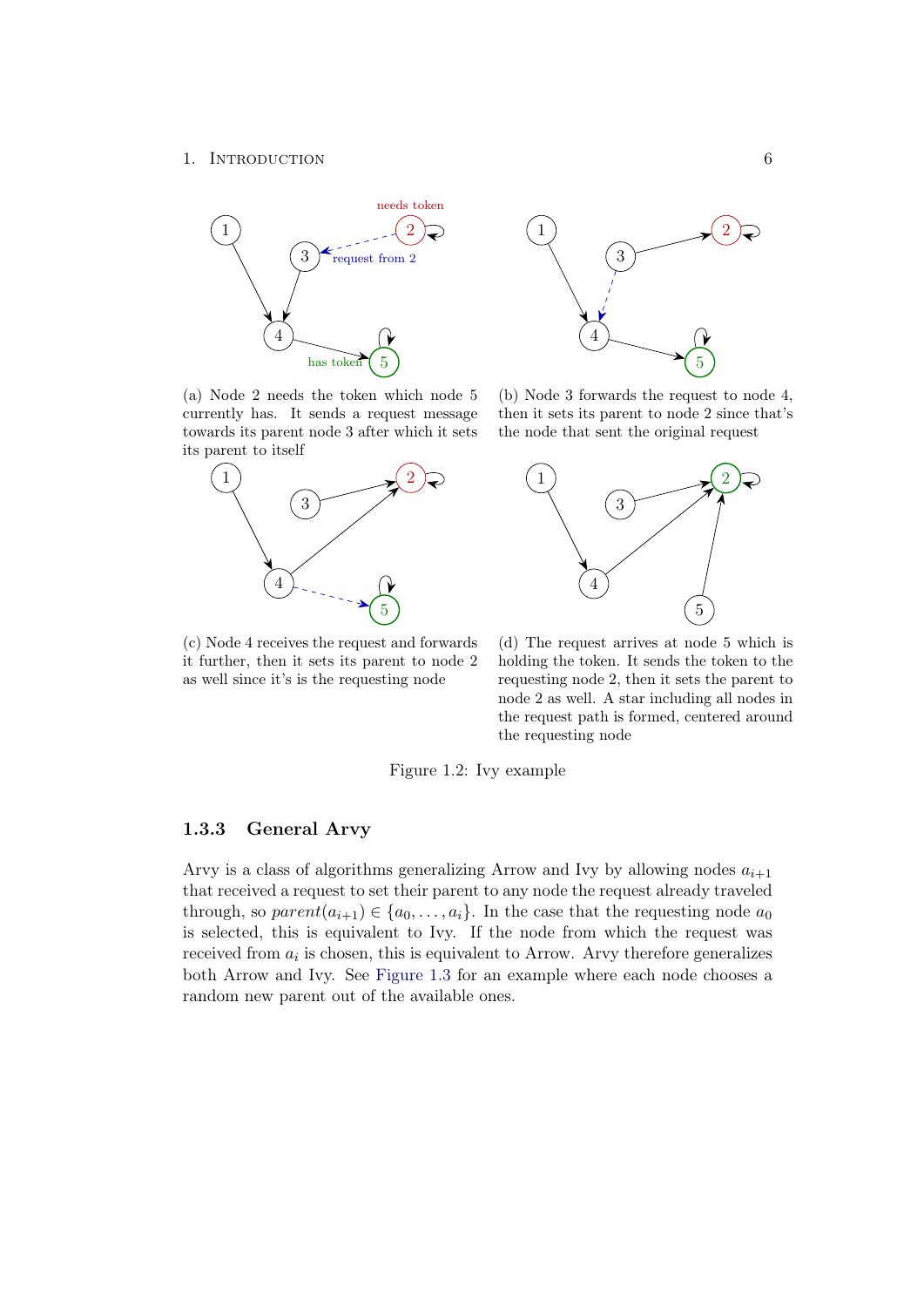(a) Node 2 needs the token which node 5 currently has. It sends a request message towards its parent node 3 after which it sets its parent to itself

(b) Node 3 forwards the request to node 4, then it sets its parent to node 2 since that's the node that sent the original request

(c) Node 4 receives the request and forwards it further, then it sets its parent to node 2 as well since it's is the requesting node

(d) The request arrives at node 5 which is holding the token. It sends the token to the requesting node 2, then it sets the parent to node 2 as well. A star including all nodes in the request path is formed, centered around the requesting node

Figure 1.2: Ivy example

### 1.3.3 General Arvy

Arvy is a class of algorithms generalizing Arrow and Ivy by allowing nodes $a_{i+1}$ that received a request to set their parent to any node the request already traveled through, so $parent(a_{i+1}) \in \{a_0, \ldots, a_i\}$. In the case that the requesting node $a_0$ is selected, this is equivalent to Ivy. If the node from which the request was received from $a_i$ is chosen, this is equivalent to Arrow. Arvy therefore generalizes both Arrow and Ivy. See Figure 1.3 for an example where each node chooses a random new parent out of the available ones.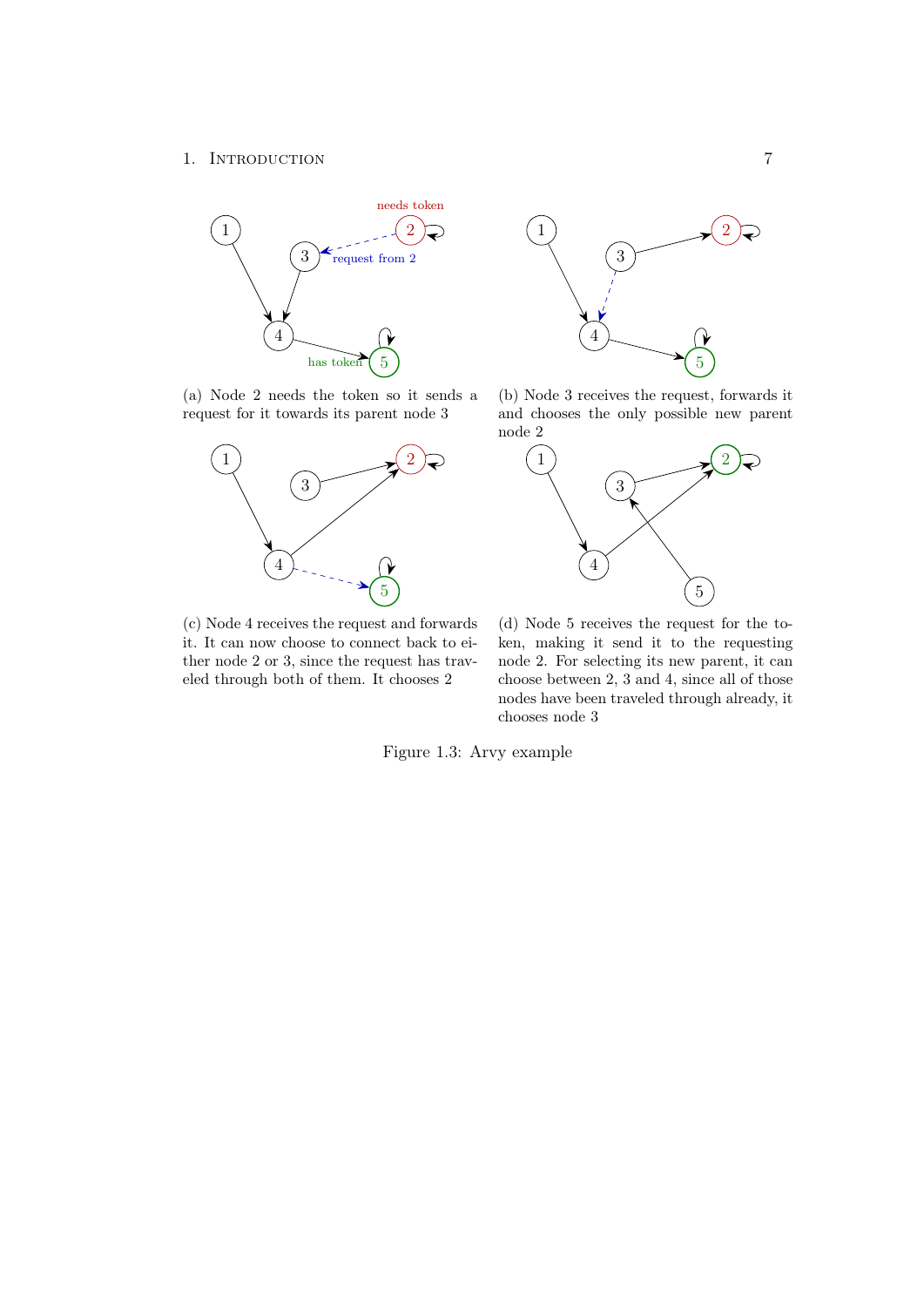(a) Node 2 needs the token so it sends a request for it towards its parent node 3

(b) Node 3 receives the request, forwards it and chooses the only possible new parent node 2

(c) Node 4 receives the request and forwards it. It can now choose to connect back to either node 2 or 3, since the request has traveled through both of them. It chooses 2

(d) Node 5 receives the request for the token, making it send it to the requesting node 2. For selecting its new parent, it can choose between 2, 3 and 4, since all of those nodes have been traveled through already, it chooses node 3

Figure 1.3: Arvy example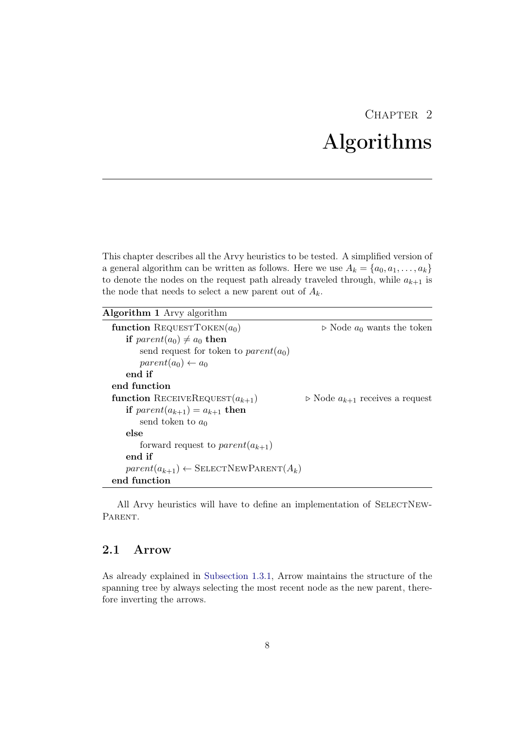# Chapter 2
# Algorithms

This chapter describes all the Arvy heuristics to be tested. A simplified version of a general algorithm can be written as follows. Here we use $A_k = \{a_0, a_1, \ldots, a_k\}$ to denote the nodes on the request path already traveled through, while $a_{k+1}$ is the node that needs to select a new parent out of $A_k$.

**Algorithm 1** Arvy algorithm

```
function RequestToken(a_0)                          ▷ Node a_0 wants the token
    if parent(a_0) ≠ a_0 then
        send request for token to parent(a_0)
        parent(a_0) ← a_0
    end if
end function
function ReceiveRequest(a_{k+1})                    ▷ Node a_{k+1} receives a request
    if parent(a_{k+1}) = a_{k+1} then
        send token to a_0
    else
        forward request to parent(a_{k+1})
    end if
    parent(a_{k+1}) ← SelectNewParent(A_k)
end function
```

All Arvy heuristics will have to define an implementation of SelectNewParent.

## 2.1 Arrow

As already explained in Subsection 1.3.1, Arrow maintains the structure of the spanning tree by always selecting the most recent node as the new parent, therefore inverting the arrows.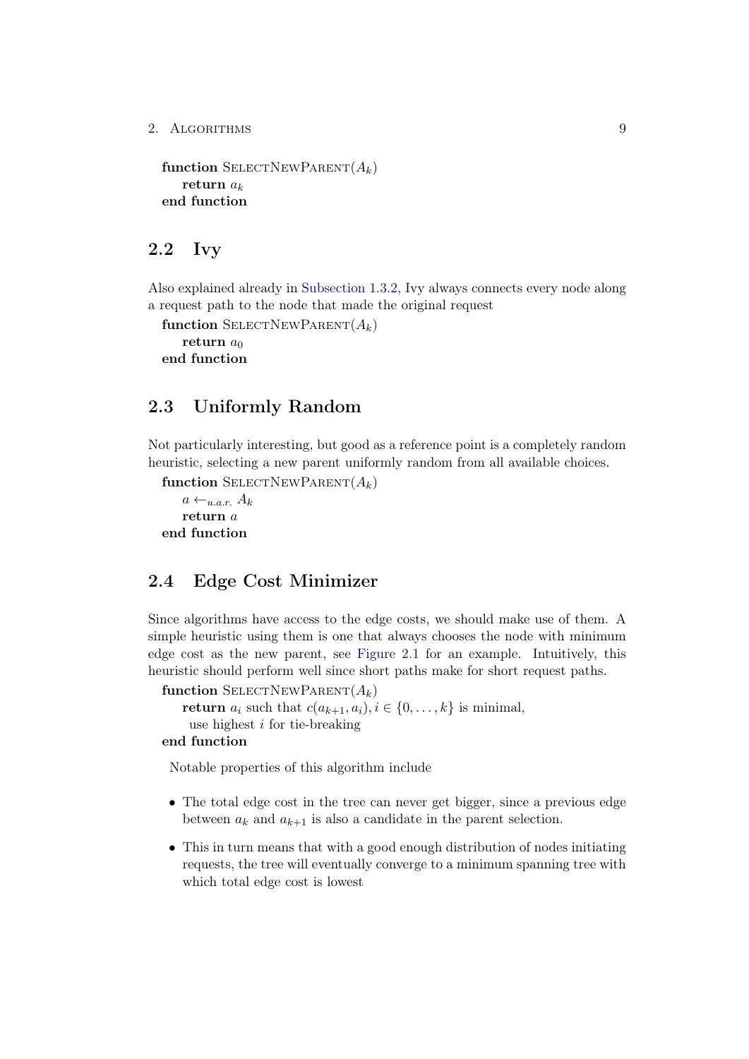**function** SelectNewParent($A_k$)
  **return** $a_k$
**end function**

## 2.2 Ivy

Also explained already in Subsection 1.3.2, Ivy always connects every node along a request path to the node that made the original request

**function** SelectNewParent($A_k$)
  **return** $a_0$
**end function**

## 2.3 Uniformly Random

Not particularly interesting, but good as a reference point is a completely random heuristic, selecting a new parent uniformly random from all available choices.

**function** SelectNewParent($A_k$)
  $a \leftarrow_{u.a.r.} A_k$
  **return** $a$
**end function**

## 2.4 Edge Cost Minimizer

Since algorithms have access to the edge costs, we should make use of them. A simple heuristic using them is one that always chooses the node with minimum edge cost as the new parent, see Figure 2.1 for an example. Intuitively, this heuristic should perform well since short paths make for short request paths.

**function** SelectNewParent($A_k$)
  **return** $a_i$ such that $c(a_{k+1}, a_i), i \in \{0, \ldots, k\}$ is minimal,
   use highest $i$ for tie-breaking
**end function**

Notable properties of this algorithm include

- The total edge cost in the tree can never get bigger, since a previous edge between $a_k$ and $a_{k+1}$ is also a candidate in the parent selection.
- This in turn means that with a good enough distribution of nodes initiating requests, the tree will eventually converge to a minimum spanning tree with which total edge cost is lowest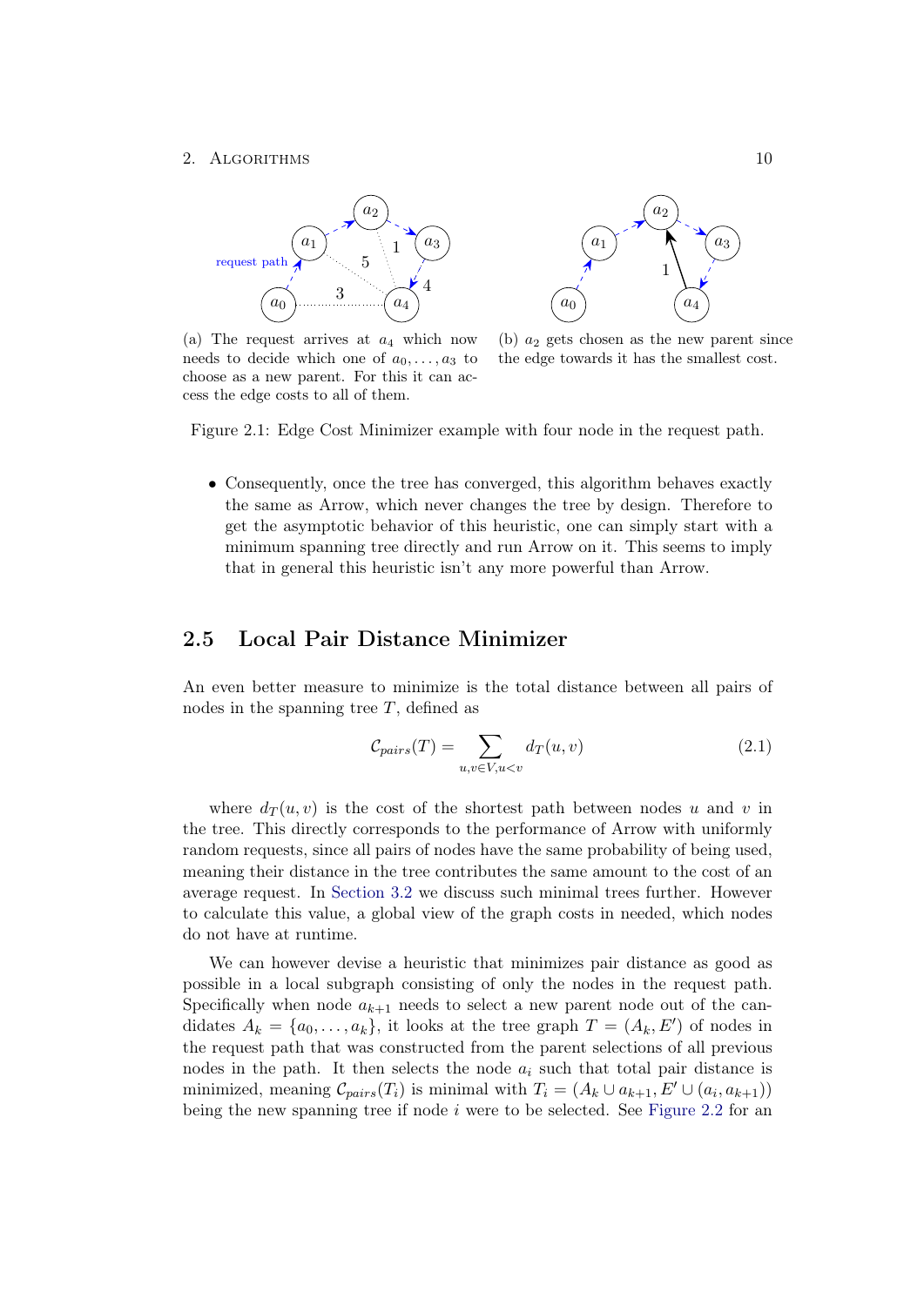(a) The request arrives at $a_4$ which now needs to decide which one of $a_0, \ldots, a_3$ to choose as a new parent. For this it can access the edge costs to all of them.

(b) $a_2$ gets chosen as the new parent since the edge towards it has the smallest cost.

Figure 2.1: Edge Cost Minimizer example with four node in the request path.

- Consequently, once the tree has converged, this algorithm behaves exactly the same as Arrow, which never changes the tree by design. Therefore to get the asymptotic behavior of this heuristic, one can simply start with a minimum spanning tree directly and run Arrow on it. This seems to imply that in general this heuristic isn't any more powerful than Arrow.

## 2.5 Local Pair Distance Minimizer

An even better measure to minimize is the total distance between all pairs of nodes in the spanning tree $T$, defined as

$$\mathcal{C}_{pairs}(T) = \sum_{u,v \in V, u<v} d_T(u,v) \tag{2.1}$$

where $d_T(u,v)$ is the cost of the shortest path between nodes $u$ and $v$ in the tree. This directly corresponds to the performance of Arrow with uniformly random requests, since all pairs of nodes have the same probability of being used, meaning their distance in the tree contributes the same amount to the cost of an average request. In Section 3.2 we discuss such minimal trees further. However to calculate this value, a global view of the graph costs in needed, which nodes do not have at runtime.

We can however devise a heuristic that minimizes pair distance as good as possible in a local subgraph consisting of only the nodes in the request path. Specifically when node $a_{k+1}$ needs to select a new parent node out of the candidates $A_k = \{a_0, \ldots, a_k\}$, it looks at the tree graph $T = (A_k, E')$ of nodes in the request path that was constructed from the parent selections of all previous nodes in the path. It then selects the node $a_i$ such that total pair distance is minimized, meaning $\mathcal{C}_{pairs}(T_i)$ is minimal with $T_i = (A_k \cup a_{k+1}, E' \cup (a_i, a_{k+1}))$ being the new spanning tree if node $i$ were to be selected. See Figure 2.2 for an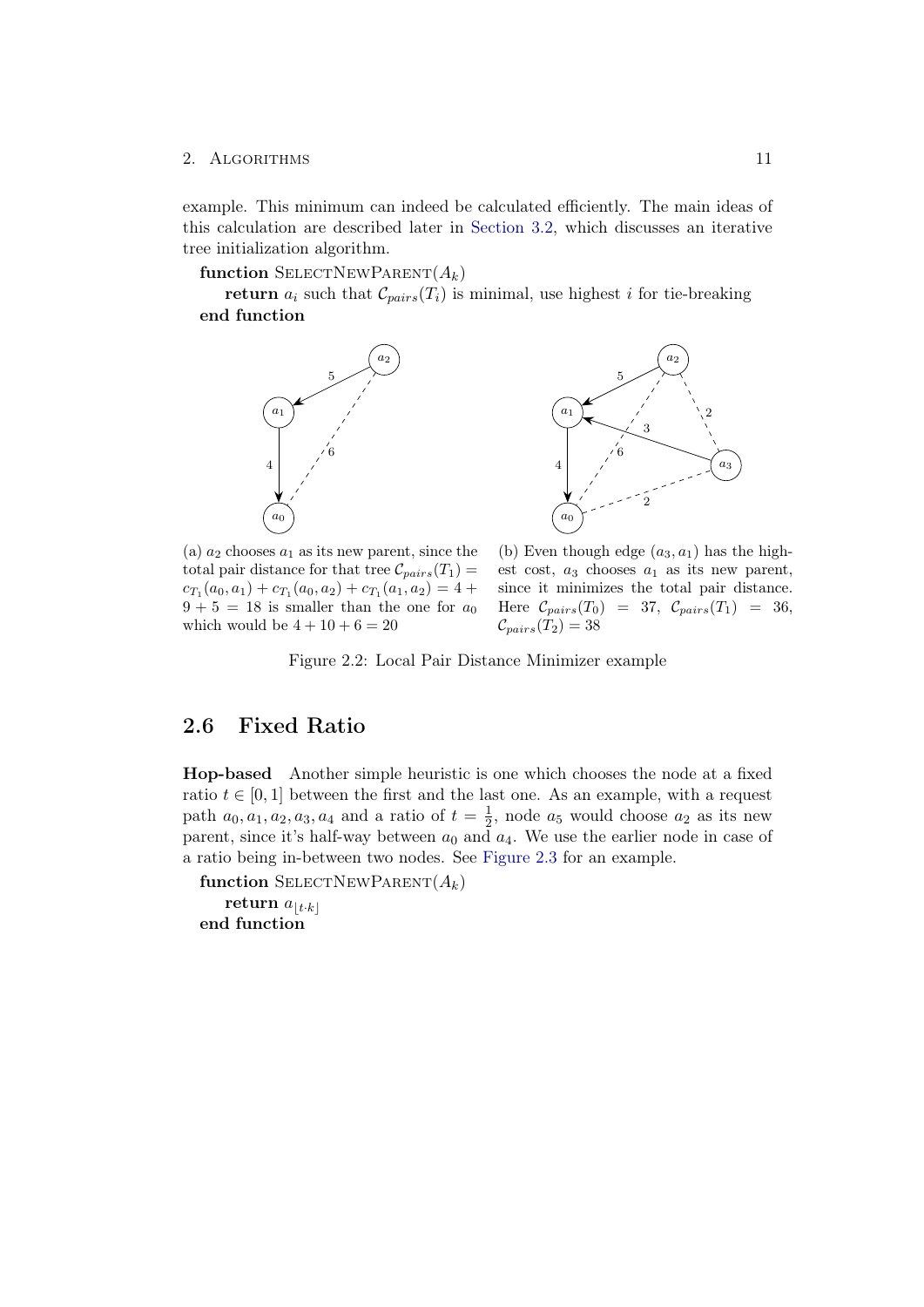example. This minimum can indeed be calculated efficiently. The main ideas of this calculation are described later in Section 3.2, which discusses an iterative tree initialization algorithm.

**function** SELECTNEWPARENT($A_k$)
  **return** $a_i$ such that $\mathcal{C}_{pairs}(T_i)$ is minimal, use highest $i$ for tie-breaking
**end function**

(a) $a_2$ chooses $a_1$ as its new parent, since the total pair distance for that tree $\mathcal{C}_{pairs}(T_1) = c_{T_1}(a_0, a_1) + c_{T_1}(a_0, a_2) + c_{T_1}(a_1, a_2) = 4 + 9 + 5 = 18$ is smaller than the one for $a_0$ which would be $4 + 10 + 6 = 20$

(b) Even though edge $(a_3, a_1)$ has the highest cost, $a_3$ chooses $a_1$ as its new parent, since it minimizes the total pair distance. Here $\mathcal{C}_{pairs}(T_0) = 37$, $\mathcal{C}_{pairs}(T_1) = 36$, $\mathcal{C}_{pairs}(T_2) = 38$

Figure 2.2: Local Pair Distance Minimizer example

## 2.6 Fixed Ratio

**Hop-based** Another simple heuristic is one which chooses the node at a fixed ratio $t \in [0, 1]$ between the first and the last one. As an example, with a request path $a_0, a_1, a_2, a_3, a_4$ and a ratio of $t = \frac{1}{2}$, node $a_5$ would choose $a_2$ as its new parent, since it's half-way between $a_0$ and $a_4$. We use the earlier node in case of a ratio being in-between two nodes. See Figure 2.3 for an example.

**function** SELECTNEWPARENT($A_k$)
  **return** $a_{\lfloor t \cdot k \rfloor}$
**end function**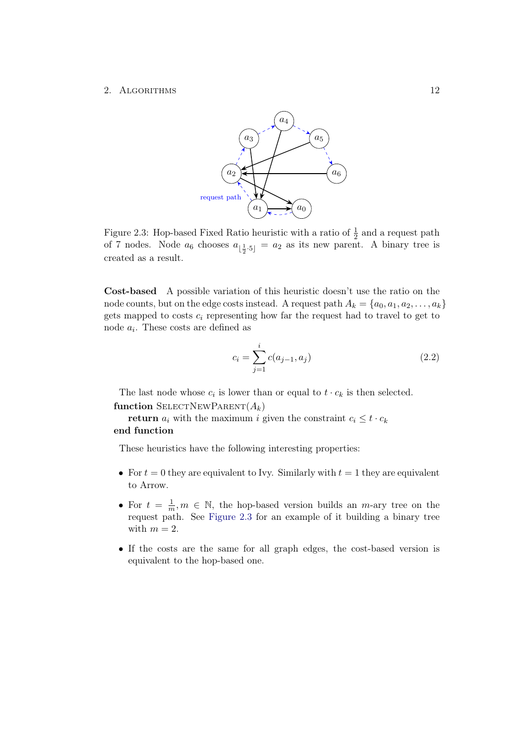Figure 2.3: Hop-based Fixed Ratio heuristic with a ratio of $\frac{1}{2}$ and a request path of 7 nodes. Node $a_6$ chooses $a_{\lfloor \frac{1}{2} \cdot 5 \rfloor} = a_2$ as its new parent. A binary tree is created as a result.

**Cost-based** A possible variation of this heuristic doesn't use the ratio on the node counts, but on the edge costs instead. A request path $A_k = \{a_0, a_1, a_2, \ldots, a_k\}$ gets mapped to costs $c_i$ representing how far the request had to travel to get to node $a_i$. These costs are defined as

$$c_i = \sum_{j=1}^{i} c(a_{j-1}, a_j) \tag{2.2}$$

The last node whose $c_i$ is lower than or equal to $t \cdot c_k$ is then selected.

**function** SELECTNEWPARENT($A_k$)
  **return** $a_i$ with the maximum $i$ given the constraint $c_i \leq t \cdot c_k$
**end function**

These heuristics have the following interesting properties:

- For $t = 0$ they are equivalent to Ivy. Similarly with $t = 1$ they are equivalent to Arrow.
- For $t = \frac{1}{m}, m \in \mathbb{N}$, the hop-based version builds an $m$-ary tree on the request path. See Figure 2.3 for an example of it building a binary tree with $m = 2$.
- If the costs are the same for all graph edges, the cost-based version is equivalent to the hop-based one.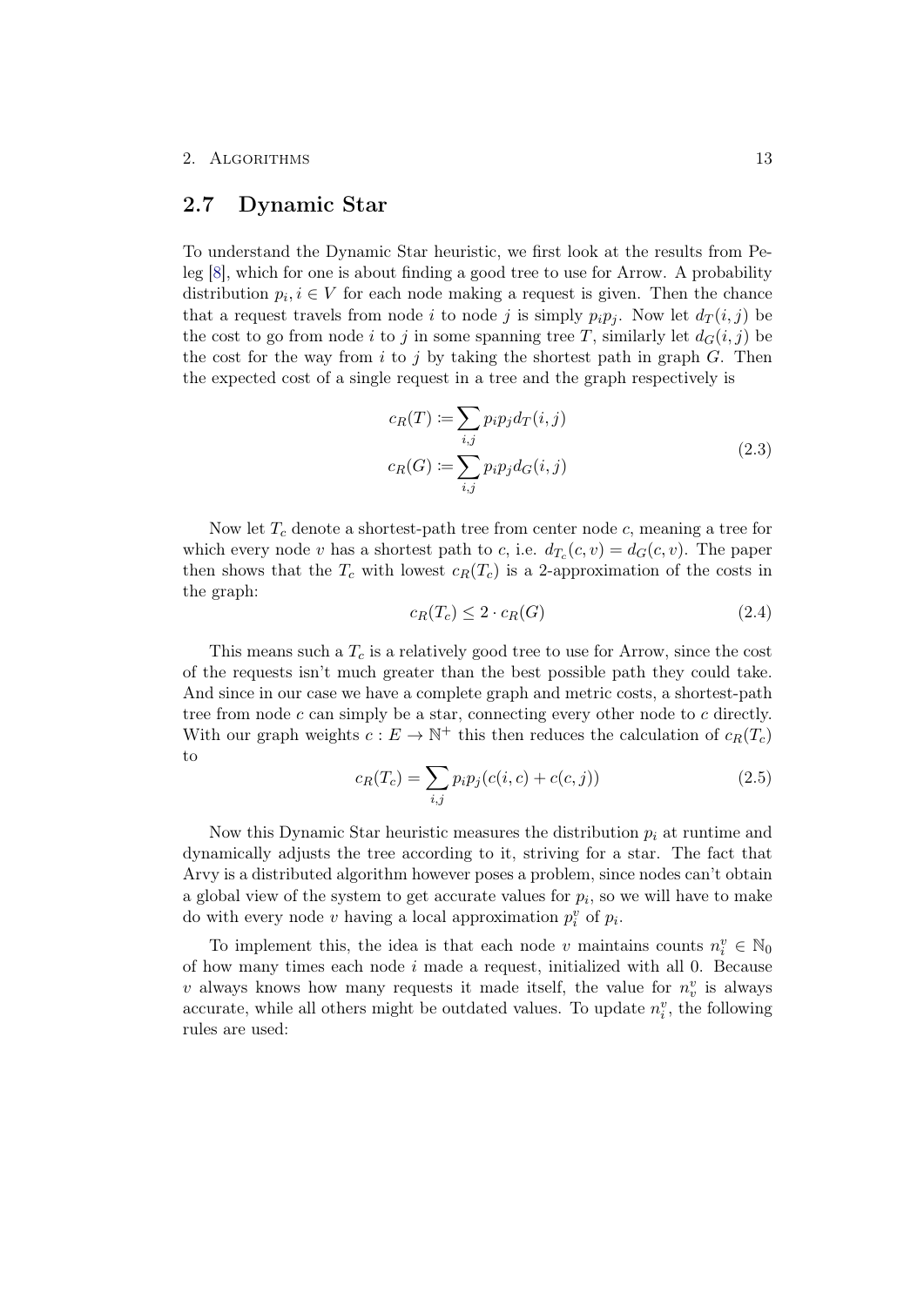## 2.7 Dynamic Star

To understand the Dynamic Star heuristic, we first look at the results from Peleg [8], which for one is about finding a good tree to use for Arrow. A probability distribution $p_i, i \in V$ for each node making a request is given. Then the chance that a request travels from node $i$ to node $j$ is simply $p_i p_j$. Now let $d_T(i,j)$ be the cost to go from node $i$ to $j$ in some spanning tree $T$, similarly let $d_G(i,j)$ be the cost for the way from $i$ to $j$ by taking the shortest path in graph $G$. Then the expected cost of a single request in a tree and the graph respectively is

$$
\begin{aligned}
c_R(T) &:= \sum_{i,j} p_i p_j d_T(i,j) \\
c_R(G) &:= \sum_{i,j} p_i p_j d_G(i,j)
\end{aligned}
\tag{2.3}
$$

Now let $T_c$ denote a shortest-path tree from center node $c$, meaning a tree for which every node $v$ has a shortest path to $c$, i.e. $d_{T_c}(c,v) = d_G(c,v)$. The paper then shows that the $T_c$ with lowest $c_R(T_c)$ is a 2-approximation of the costs in the graph:

$$
c_R(T_c) \leq 2 \cdot c_R(G) \tag{2.4}
$$

This means such a $T_c$ is a relatively good tree to use for Arrow, since the cost of the requests isn't much greater than the best possible path they could take. And since in our case we have a complete graph and metric costs, a shortest-path tree from node $c$ can simply be a star, connecting every other node to $c$ directly. With our graph weights $c : E \to \mathbb{N}^+$ this then reduces the calculation of $c_R(T_c)$ to

$$
c_R(T_c) = \sum_{i,j} p_i p_j (c(i,c) + c(c,j)) \tag{2.5}
$$

Now this Dynamic Star heuristic measures the distribution $p_i$ at runtime and dynamically adjusts the tree according to it, striving for a star. The fact that Arvy is a distributed algorithm however poses a problem, since nodes can't obtain a global view of the system to get accurate values for $p_i$, so we will have to make do with every node $v$ having a local approximation $p_i^v$ of $p_i$.

To implement this, the idea is that each node $v$ maintains counts $n_i^v \in \mathbb{N}_0$ of how many times each node $i$ made a request, initialized with all 0. Because $v$ always knows how many requests it made itself, the value for $n_v^v$ is always accurate, while all others might be outdated values. To update $n_i^v$, the following rules are used: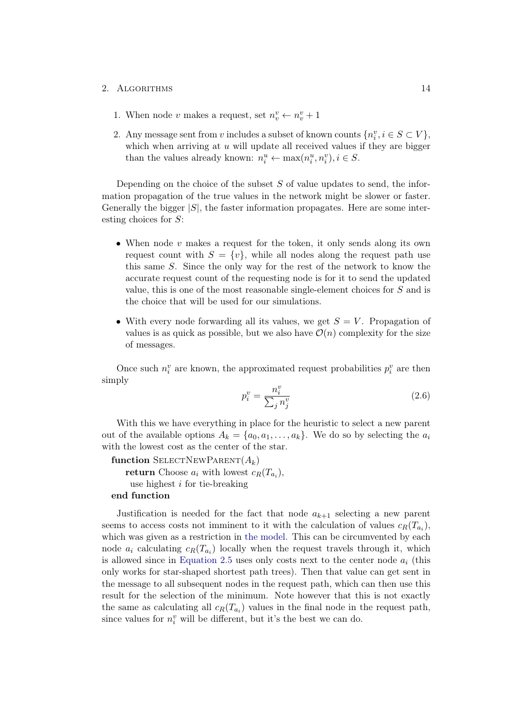1. When node $v$ makes a request, set $n_v^v \leftarrow n_v^v + 1$
2. Any message sent from $v$ includes a subset of known counts $\{n_i^v, i \in S \subset V\}$, which when arriving at $u$ will update all received values if they are bigger than the values already known: $n_i^u \leftarrow \max(n_i^u, n_i^v), i \in S$.

Depending on the choice of the subset $S$ of value updates to send, the information propagation of the true values in the network might be slower or faster. Generally the bigger $|S|$, the faster information propagates. Here are some interesting choices for $S$:

- When node $v$ makes a request for the token, it only sends along its own request count with $S = \{v\}$, while all nodes along the request path use this same $S$. Since the only way for the rest of the network to know the accurate request count of the requesting node is for it to send the updated value, this is one of the most reasonable single-element choices for $S$ and is the choice that will be used for our simulations.
- With every node forwarding all its values, we get $S = V$. Propagation of values is as quick as possible, but we also have $\mathcal{O}(n)$ complexity for the size of messages.

Once such $n_i^v$ are known, the approximated request probabilities $p_i^v$ are then simply

$$p_i^v = \frac{n_i^v}{\sum_j n_j^v} \tag{2.6}$$

With this we have everything in place for the heuristic to select a new parent out of the available options $A_k = \{a_0, a_1, \dots, a_k\}$. We do so by selecting the $a_i$ with the lowest cost as the center of the star.

**function** SelectNewParent($A_k$)
  **return** Choose $a_i$ with lowest $c_R(T_{a_i})$,
   use highest $i$ for tie-breaking
**end function**

Justification is needed for the fact that node $a_{k+1}$ selecting a new parent seems to access costs not imminent to it with the calculation of values $c_R(T_{a_i})$, which was given as a restriction in the model. This can be circumvented by each node $a_i$ calculating $c_R(T_{a_i})$ locally when the request travels through it, which is allowed since in Equation 2.5 uses only costs next to the center node $a_i$ (this only works for star-shaped shortest path trees). Then that value can get sent in the message to all subsequent nodes in the request path, which can then use this result for the selection of the minimum. Note however that this is not exactly the same as calculating all $c_R(T_{a_i})$ values in the final node in the request path, since values for $n_i^v$ will be different, but it's the best we can do.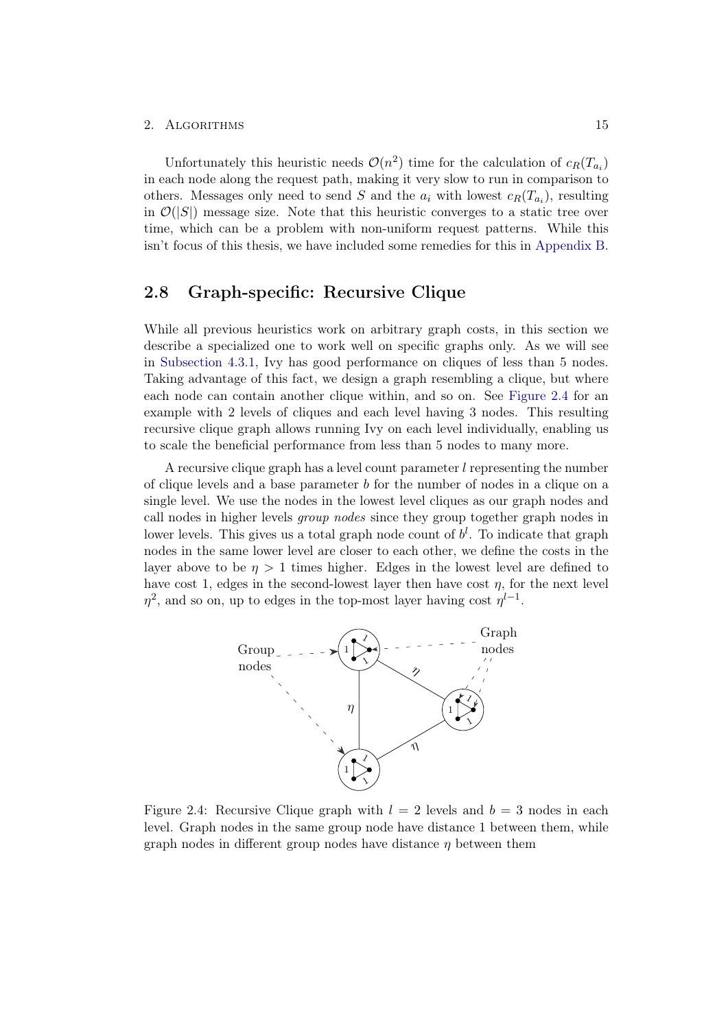Unfortunately this heuristic needs $\mathcal{O}(n^2)$ time for the calculation of $c_R(T_{a_i})$ in each node along the request path, making it very slow to run in comparison to others. Messages only need to send $S$ and the $a_i$ with lowest $c_R(T_{a_i})$, resulting in $\mathcal{O}(|S|)$ message size. Note that this heuristic converges to a static tree over time, which can be a problem with non-uniform request patterns. While this isn't focus of this thesis, we have included some remedies for this in Appendix B.

## 2.8 Graph-specific: Recursive Clique

While all previous heuristics work on arbitrary graph costs, in this section we describe a specialized one to work well on specific graphs only. As we will see in Subsection 4.3.1, Ivy has good performance on cliques of less than 5 nodes. Taking advantage of this fact, we design a graph resembling a clique, but where each node can contain another clique within, and so on. See Figure 2.4 for an example with 2 levels of cliques and each level having 3 nodes. This resulting recursive clique graph allows running Ivy on each level individually, enabling us to scale the beneficial performance from less than 5 nodes to many more.

A recursive clique graph has a level count parameter $l$ representing the number of clique levels and a base parameter $b$ for the number of nodes in a clique on a single level. We use the nodes in the lowest level cliques as our graph nodes and call nodes in higher levels *group nodes* since they group together graph nodes in lower levels. This gives us a total graph node count of $b^l$. To indicate that graph nodes in the same lower level are closer to each other, we define the costs in the layer above to be $\eta > 1$ times higher. Edges in the lowest level are defined to have cost 1, edges in the second-lowest layer then have cost $\eta$, for the next level $\eta^2$, and so on, up to edges in the top-most layer having cost $\eta^{l-1}$.

Figure 2.4: Recursive Clique graph with $l = 2$ levels and $b = 3$ nodes in each level. Graph nodes in the same group node have distance 1 between them, while graph nodes in different group nodes have distance $\eta$ between them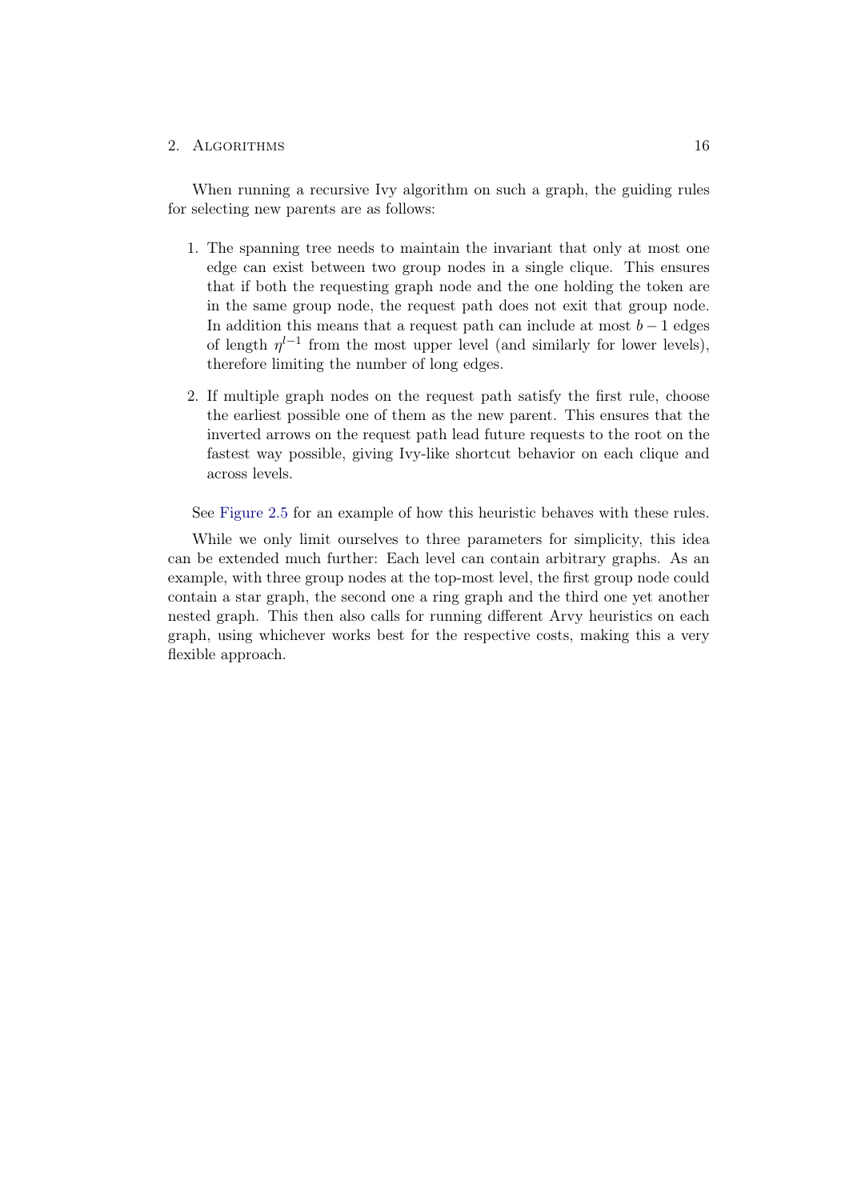When running a recursive Ivy algorithm on such a graph, the guiding rules for selecting new parents are as follows:

1. The spanning tree needs to maintain the invariant that only at most one edge can exist between two group nodes in a single clique. This ensures that if both the requesting graph node and the one holding the token are in the same group node, the request path does not exit that group node. In addition this means that a request path can include at most $b-1$ edges of length $\eta^{l-1}$ from the most upper level (and similarly for lower levels), therefore limiting the number of long edges.

2. If multiple graph nodes on the request path satisfy the first rule, choose the earliest possible one of them as the new parent. This ensures that the inverted arrows on the request path lead future requests to the root on the fastest way possible, giving Ivy-like shortcut behavior on each clique and across levels.

See Figure 2.5 for an example of how this heuristic behaves with these rules.

While we only limit ourselves to three parameters for simplicity, this idea can be extended much further: Each level can contain arbitrary graphs. As an example, with three group nodes at the top-most level, the first group node could contain a star graph, the second one a ring graph and the third one yet another nested graph. This then also calls for running different Arvy heuristics on each graph, using whichever works best for the respective costs, making this a very flexible approach.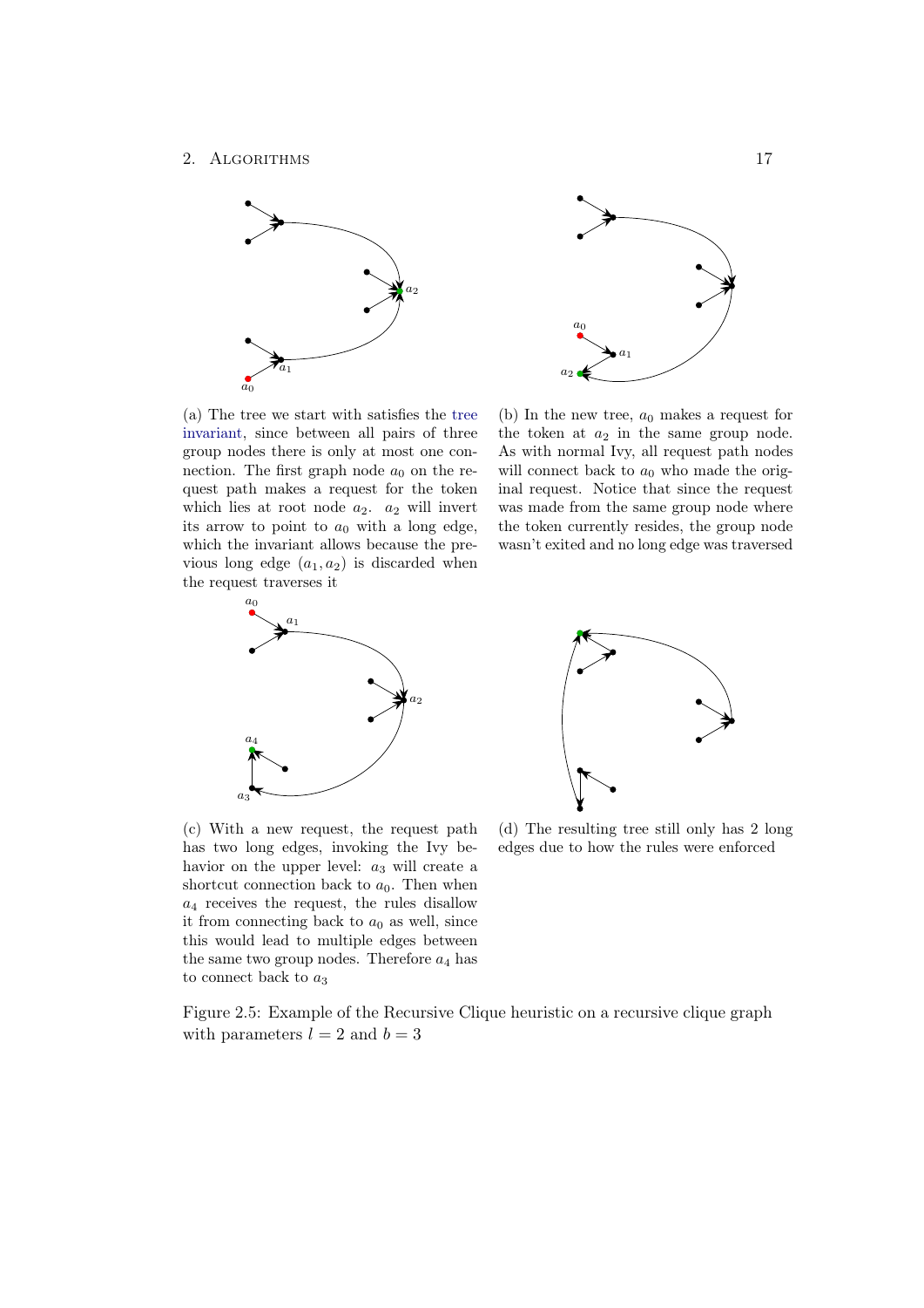(a) The tree we start with satisfies the tree invariant, since between all pairs of three group nodes there is only at most one connection. The first graph node $a_0$ on the request path makes a request for the token which lies at root node $a_2$. $a_2$ will invert its arrow to point to $a_0$ with a long edge, which the invariant allows because the previous long edge $(a_1, a_2)$ is discarded when the request traverses it

(b) In the new tree, $a_0$ makes a request for the token at $a_2$ in the same group node. As with normal Ivy, all request path nodes will connect back to $a_0$ who made the original request. Notice that since the request was made from the same group node where the token currently resides, the group node wasn't exited and no long edge was traversed

(c) With a new request, the request path has two long edges, invoking the Ivy behavior on the upper level: $a_3$ will create a shortcut connection back to $a_0$. Then when $a_4$ receives the request, the rules disallow it from connecting back to $a_0$ as well, since this would lead to multiple edges between the same two group nodes. Therefore $a_4$ has to connect back to $a_3$

(d) The resulting tree still only has 2 long edges due to how the rules were enforced

Figure 2.5: Example of the Recursive Clique heuristic on a recursive clique graph with parameters $l = 2$ and $b = 3$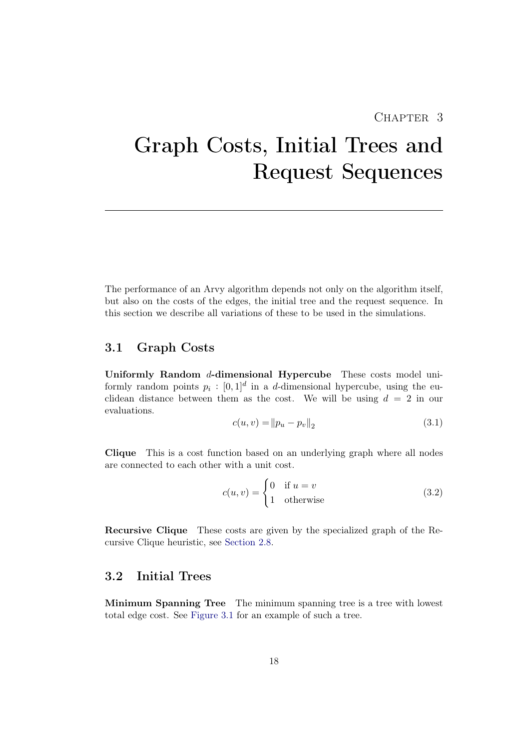Chapter 3

# Graph Costs, Initial Trees and Request Sequences

The performance of an Arvy algorithm depends not only on the algorithm itself, but also on the costs of the edges, the initial tree and the request sequence. In this section we describe all variations of these to be used in the simulations.

## 3.1 Graph Costs

**Uniformly Random $d$-dimensional Hypercube** These costs model uniformly random points $p_i : [0, 1]^d$ in a $d$-dimensional hypercube, using the euclidean distance between them as the cost. We will be using $d = 2$ in our evaluations.

$$c(u, v) = \|p_u - p_v\|_2 \tag{3.1}$$

**Clique** This is a cost function based on an underlying graph where all nodes are connected to each other with a unit cost.

$$c(u, v) = \begin{cases} 0 & \text{if } u = v \\ 1 & \text{otherwise} \end{cases} \tag{3.2}$$

**Recursive Clique** These costs are given by the specialized graph of the Recursive Clique heuristic, see Section 2.8.

## 3.2 Initial Trees

**Minimum Spanning Tree** The minimum spanning tree is a tree with lowest total edge cost. See Figure 3.1 for an example of such a tree.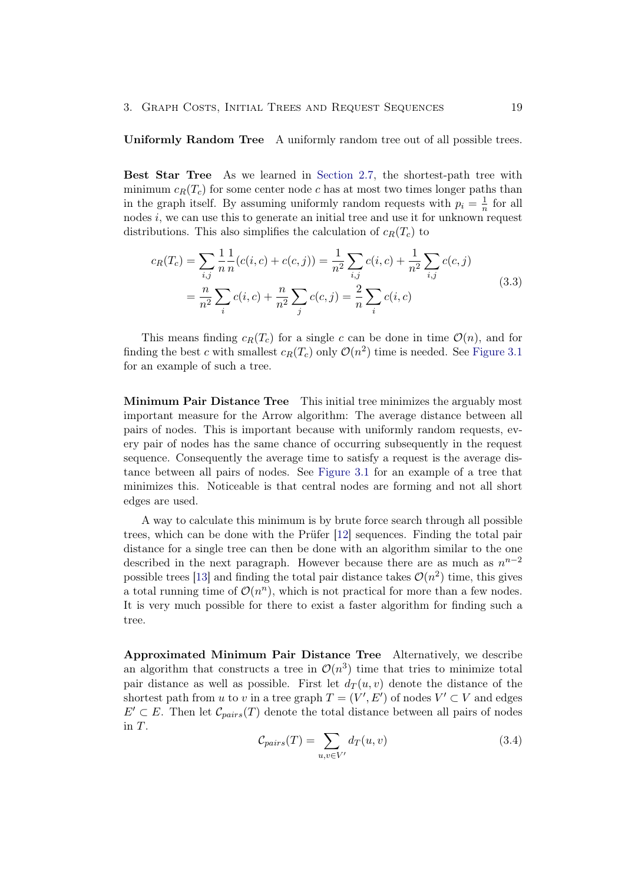**Uniformly Random Tree** A uniformly random tree out of all possible trees.

**Best Star Tree** As we learned in Section 2.7, the shortest-path tree with minimum $c_R(T_c)$ for some center node $c$ has at most two times longer paths than in the graph itself. By assuming uniformly random requests with $p_i = \frac{1}{n}$ for all nodes $i$, we can use this to generate an initial tree and use it for unknown request distributions. This also simplifies the calculation of $c_R(T_c)$ to

$$\begin{aligned} c_R(T_c) &= \sum_{i,j} \frac{1}{n}\frac{1}{n}(c(i,c) + c(c,j)) = \frac{1}{n^2}\sum_{i,j} c(i,c) + \frac{1}{n^2}\sum_{i,j} c(c,j) \\ &= \frac{n}{n^2}\sum_{i} c(i,c) + \frac{n}{n^2}\sum_{j} c(c,j) = \frac{2}{n}\sum_{i} c(i,c) \end{aligned} \tag{3.3}$$

This means finding $c_R(T_c)$ for a single $c$ can be done in time $\mathcal{O}(n)$, and for finding the best $c$ with smallest $c_R(T_c)$ only $\mathcal{O}(n^2)$ time is needed. See Figure 3.1 for an example of such a tree.

**Minimum Pair Distance Tree** This initial tree minimizes the arguably most important measure for the Arrow algorithm: The average distance between all pairs of nodes. This is important because with uniformly random requests, every pair of nodes has the same chance of occurring subsequently in the request sequence. Consequently the average time to satisfy a request is the average distance between all pairs of nodes. See Figure 3.1 for an example of a tree that minimizes this. Noticeable is that central nodes are forming and not all short edges are used.

A way to calculate this minimum is by brute force search through all possible trees, which can be done with the Prüfer [12] sequences. Finding the total pair distance for a single tree can then be done with an algorithm similar to the one described in the next paragraph. However because there are as much as $n^{n-2}$ possible trees [13] and finding the total pair distance takes $\mathcal{O}(n^2)$ time, this gives a total running time of $\mathcal{O}(n^n)$, which is not practical for more than a few nodes. It is very much possible for there to exist a faster algorithm for finding such a tree.

**Approximated Minimum Pair Distance Tree** Alternatively, we describe an algorithm that constructs a tree in $\mathcal{O}(n^3)$ time that tries to minimize total pair distance as well as possible. First let $d_T(u,v)$ denote the distance of the shortest path from $u$ to $v$ in a tree graph $T = (V', E')$ of nodes $V' \subset V$ and edges $E' \subset E$. Then let $\mathcal{C}_{pairs}(T)$ denote the total distance between all pairs of nodes in $T$.

$$\mathcal{C}_{pairs}(T) = \sum_{u,v \in V'} d_T(u,v) \tag{3.4}$$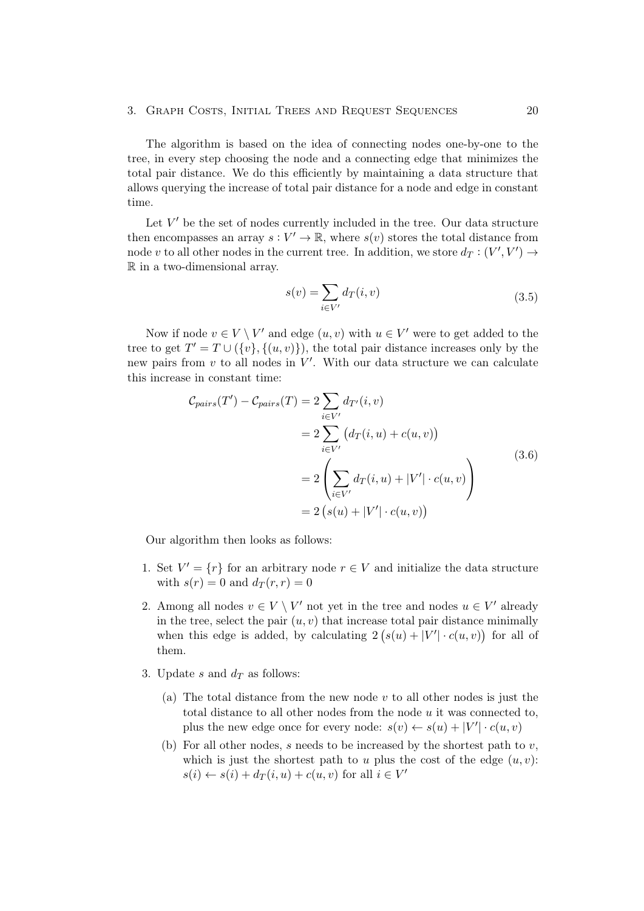The algorithm is based on the idea of connecting nodes one-by-one to the tree, in every step choosing the node and a connecting edge that minimizes the total pair distance. We do this efficiently by maintaining a data structure that allows querying the increase of total pair distance for a node and edge in constant time.

Let $V'$ be the set of nodes currently included in the tree. Our data structure then encompasses an array $s : V' \to \mathbb{R}$, where $s(v)$ stores the total distance from node $v$ to all other nodes in the current tree. In addition, we store $d_T : (V', V') \to \mathbb{R}$ in a two-dimensional array.

$$s(v) = \sum_{i \in V'} d_T(i, v) \tag{3.5}$$

Now if node $v \in V \setminus V'$ and edge $(u, v)$ with $u \in V'$ were to get added to the tree to get $T' = T \cup (\{v\}, \{(u, v)\})$, the total pair distance increases only by the new pairs from $v$ to all nodes in $V'$. With our data structure we can calculate this increase in constant time:

$$\begin{aligned}
\mathcal{C}_{pairs}(T') - \mathcal{C}_{pairs}(T) &= 2 \sum_{i \in V'} d_{T'}(i, v) \\
&= 2 \sum_{i \in V'} \big(d_T(i, u) + c(u, v)\big) \\
&= 2 \left( \sum_{i \in V'} d_T(i, u) + |V'| \cdot c(u, v) \right) \\
&= 2 \big(s(u) + |V'| \cdot c(u, v)\big)
\end{aligned} \tag{3.6}$$

Our algorithm then looks as follows:

1. Set $V' = \{r\}$ for an arbitrary node $r \in V$ and initialize the data structure with $s(r) = 0$ and $d_T(r, r) = 0$
2. Among all nodes $v \in V \setminus V'$ not yet in the tree and nodes $u \in V'$ already in the tree, select the pair $(u, v)$ that increase total pair distance minimally when this edge is added, by calculating $2\big(s(u) + |V'| \cdot c(u, v)\big)$ for all of them.
3. Update $s$ and $d_T$ as follows:
   (a) The total distance from the new node $v$ to all other nodes is just the total distance to all other nodes from the node $u$ it was connected to, plus the new edge once for every node: $s(v) \leftarrow s(u) + |V'| \cdot c(u, v)$
   (b) For all other nodes, $s$ needs to be increased by the shortest path to $v$, which is just the shortest path to $u$ plus the cost of the edge $(u, v)$: $s(i) \leftarrow s(i) + d_T(i, u) + c(u, v)$ for all $i \in V'$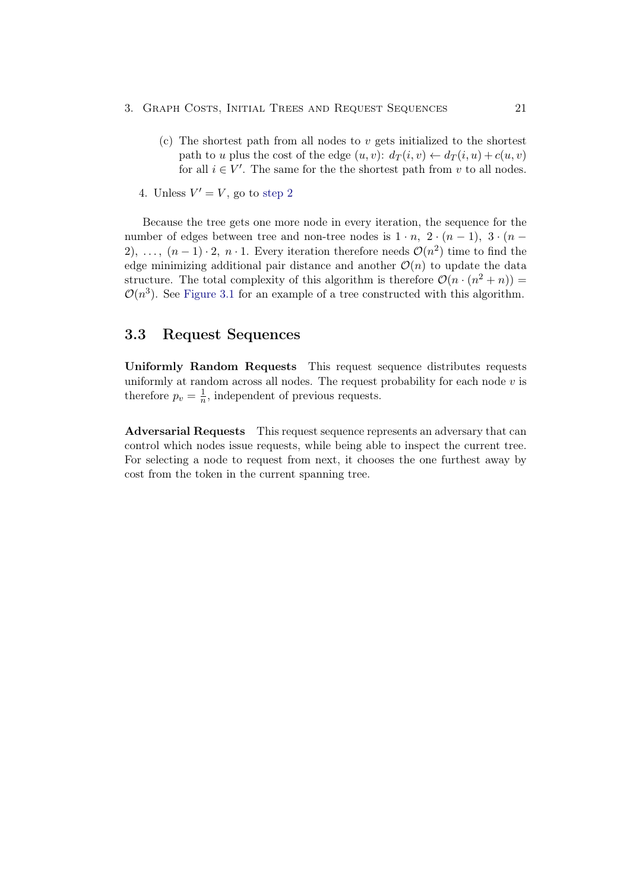(c) The shortest path from all nodes to $v$ gets initialized to the shortest path to $u$ plus the cost of the edge $(u, v)$: $d_T(i, v) \leftarrow d_T(i, u) + c(u, v)$ for all $i \in V'$. The same for the the shortest path from $v$ to all nodes.

4. Unless $V' = V$, go to step 2

Because the tree gets one more node in every iteration, the sequence for the number of edges between tree and non-tree nodes is $1 \cdot n,\ 2 \cdot (n-1),\ 3 \cdot (n-2),\ \ldots,\ (n-1) \cdot 2,\ n \cdot 1$. Every iteration therefore needs $\mathcal{O}(n^2)$ time to find the edge minimizing additional pair distance and another $\mathcal{O}(n)$ to update the data structure. The total complexity of this algorithm is therefore $\mathcal{O}(n \cdot (n^2 + n)) = \mathcal{O}(n^3)$. See Figure 3.1 for an example of a tree constructed with this algorithm.

## 3.3 Request Sequences

**Uniformly Random Requests** This request sequence distributes requests uniformly at random across all nodes. The request probability for each node $v$ is therefore $p_v = \frac{1}{n}$, independent of previous requests.

**Adversarial Requests** This request sequence represents an adversary that can control which nodes issue requests, while being able to inspect the current tree. For selecting a node to request from next, it chooses the one furthest away by cost from the token in the current spanning tree.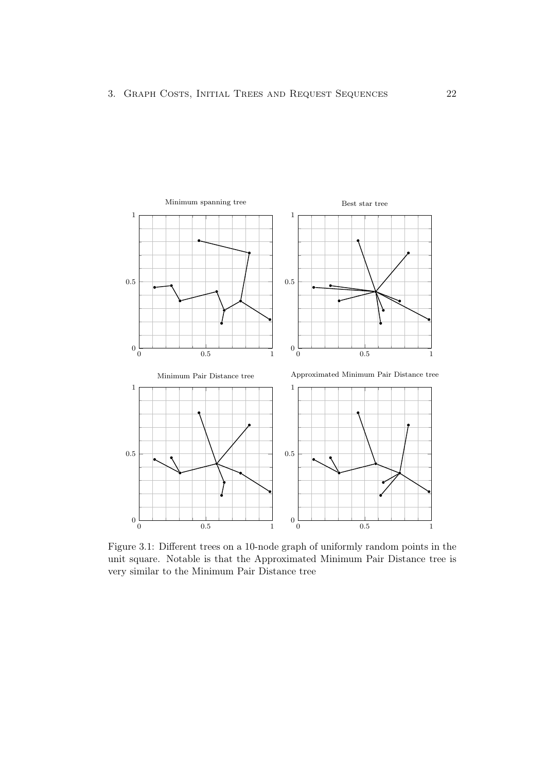Figure 3.1: Different trees on a 10-node graph of uniformly random points in the unit square. Notable is that the Approximated Minimum Pair Distance tree is very similar to the Minimum Pair Distance tree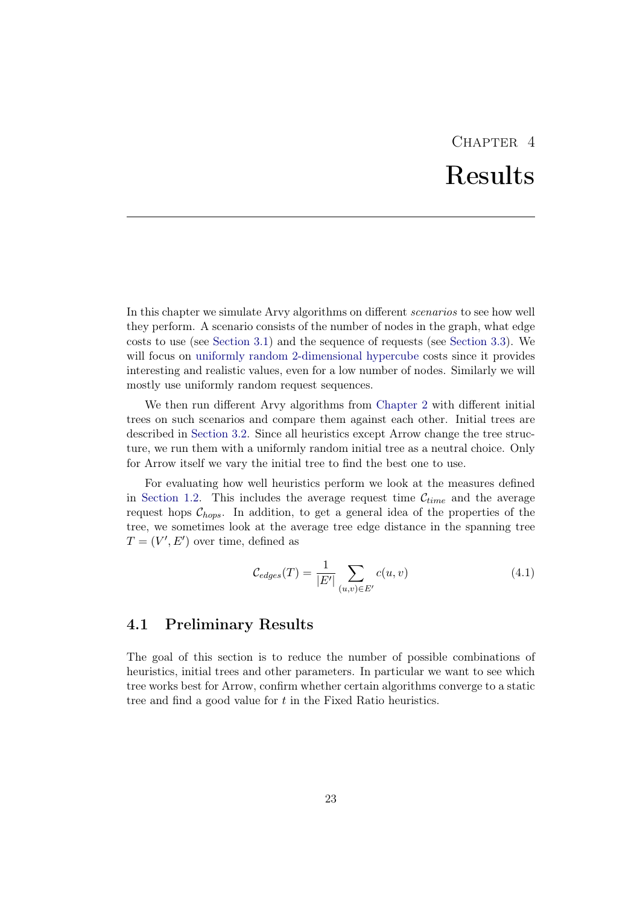# Chapter 4

# Results

In this chapter we simulate Arvy algorithms on different *scenarios* to see how well they perform. A scenario consists of the number of nodes in the graph, what edge costs to use (see Section 3.1) and the sequence of requests (see Section 3.3). We will focus on uniformly random 2-dimensional hypercube costs since it provides interesting and realistic values, even for a low number of nodes. Similarly we will mostly use uniformly random request sequences.

We then run different Arvy algorithms from Chapter 2 with different initial trees on such scenarios and compare them against each other. Initial trees are described in Section 3.2. Since all heuristics except Arrow change the tree structure, we run them with a uniformly random initial tree as a neutral choice. Only for Arrow itself we vary the initial tree to find the best one to use.

For evaluating how well heuristics perform we look at the measures defined in Section 1.2. This includes the average request time $\mathcal{C}_{time}$ and the average request hops $\mathcal{C}_{hops}$. In addition, to get a general idea of the properties of the tree, we sometimes look at the average tree edge distance in the spanning tree $T = (V', E')$ over time, defined as

$$\mathcal{C}_{edges}(T) = \frac{1}{|E'|} \sum_{(u,v) \in E'} c(u,v) \tag{4.1}$$

## 4.1 Preliminary Results

The goal of this section is to reduce the number of possible combinations of heuristics, initial trees and other parameters. In particular we want to see which tree works best for Arrow, confirm whether certain algorithms converge to a static tree and find a good value for $t$ in the Fixed Ratio heuristics.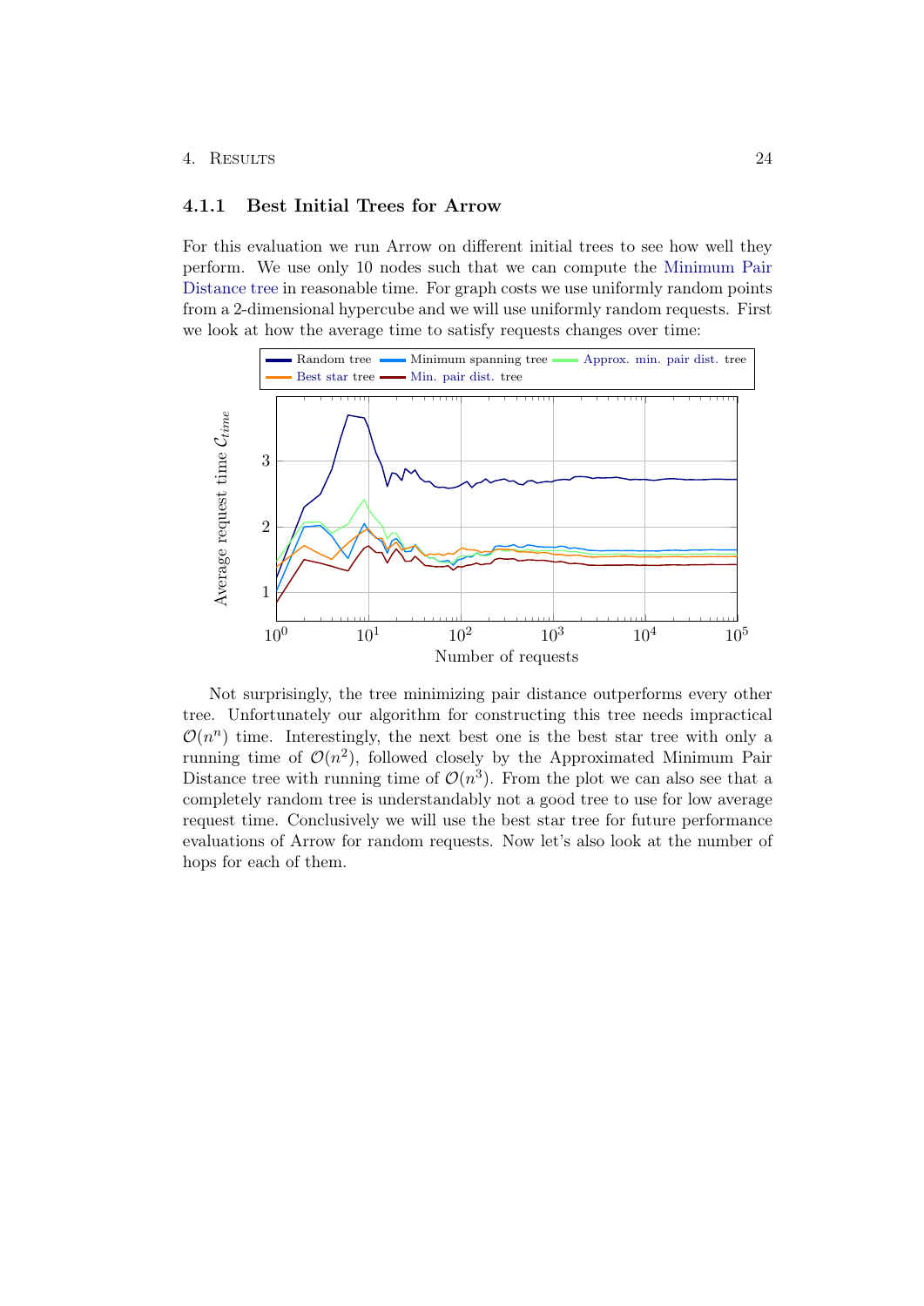### 4.1.1 Best Initial Trees for Arrow

For this evaluation we run Arrow on different initial trees to see how well they perform. We use only 10 nodes such that we can compute the Minimum Pair Distance tree in reasonable time. For graph costs we use uniformly random points from a 2-dimensional hypercube and we will use uniformly random requests. First we look at how the average time to satisfy requests changes over time:

Not surprisingly, the tree minimizing pair distance outperforms every other tree. Unfortunately our algorithm for constructing this tree needs impractical $\mathcal{O}(n^n)$ time. Interestingly, the next best one is the best star tree with only a running time of $\mathcal{O}(n^2)$, followed closely by the Approximated Minimum Pair Distance tree with running time of $\mathcal{O}(n^3)$. From the plot we can also see that a completely random tree is understandably not a good tree to use for low average request time. Conclusively we will use the best star tree for future performance evaluations of Arrow for random requests. Now let's also look at the number of hops for each of them.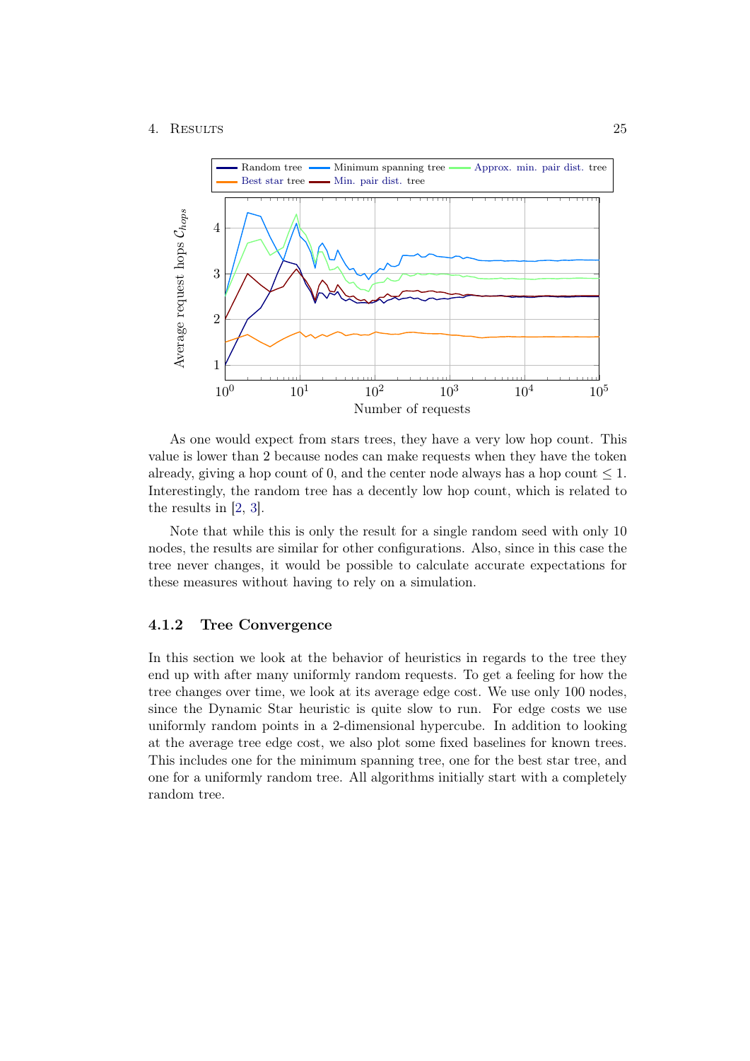As one would expect from stars trees, they have a very low hop count. This value is lower than 2 because nodes can make requests when they have the token already, giving a hop count of 0, and the center node always has a hop count $\leq 1$. Interestingly, the random tree has a decently low hop count, which is related to the results in [2, 3].

Note that while this is only the result for a single random seed with only 10 nodes, the results are similar for other configurations. Also, since in this case the tree never changes, it would be possible to calculate accurate expectations for these measures without having to rely on a simulation.

### 4.1.2 Tree Convergence

In this section we look at the behavior of heuristics in regards to the tree they end up with after many uniformly random requests. To get a feeling for how the tree changes over time, we look at its average edge cost. We use only 100 nodes, since the Dynamic Star heuristic is quite slow to run. For edge costs we use uniformly random points in a 2-dimensional hypercube. In addition to looking at the average tree edge cost, we also plot some fixed baselines for known trees. This includes one for the minimum spanning tree, one for the best star tree, and one for a uniformly random tree. All algorithms initially start with a completely random tree.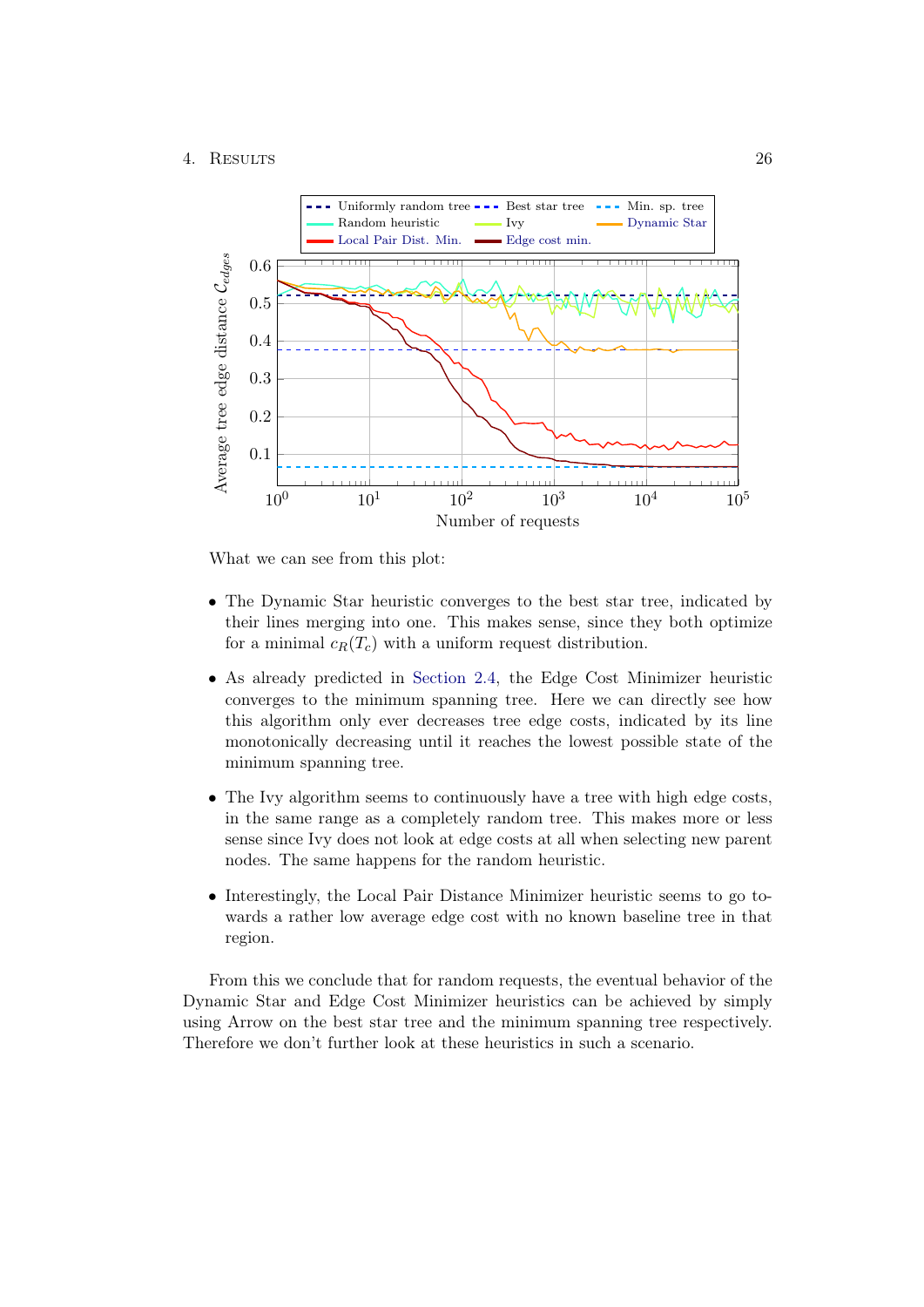What we can see from this plot:

- The Dynamic Star heuristic converges to the best star tree, indicated by their lines merging into one. This makes sense, since they both optimize for a minimal $c_R(T_c)$ with a uniform request distribution.
- As already predicted in Section 2.4, the Edge Cost Minimizer heuristic converges to the minimum spanning tree. Here we can directly see how this algorithm only ever decreases tree edge costs, indicated by its line monotonically decreasing until it reaches the lowest possible state of the minimum spanning tree.
- The Ivy algorithm seems to continuously have a tree with high edge costs, in the same range as a completely random tree. This makes more or less sense since Ivy does not look at edge costs at all when selecting new parent nodes. The same happens for the random heuristic.
- Interestingly, the Local Pair Distance Minimizer heuristic seems to go towards a rather low average edge cost with no known baseline tree in that region.

From this we conclude that for random requests, the eventual behavior of the Dynamic Star and Edge Cost Minimizer heuristics can be achieved by simply using Arrow on the best star tree and the minimum spanning tree respectively. Therefore we don't further look at these heuristics in such a scenario.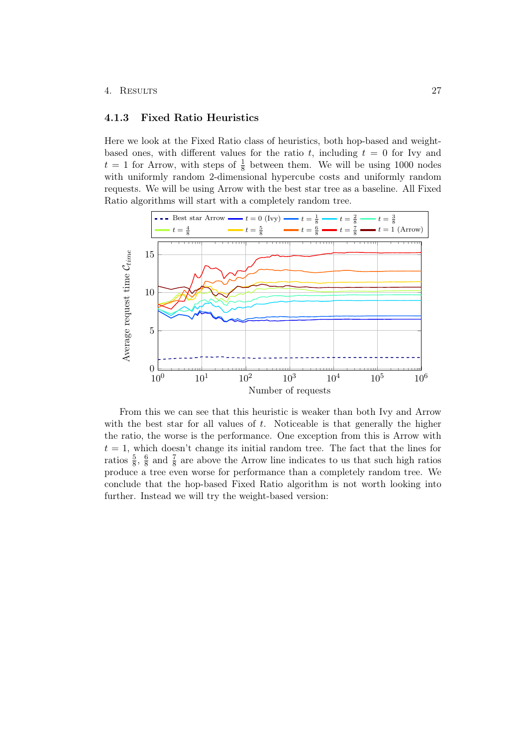### 4.1.3 Fixed Ratio Heuristics

Here we look at the Fixed Ratio class of heuristics, both hop-based and weight-based ones, with different values for the ratio $t$, including $t = 0$ for Ivy and $t = 1$ for Arrow, with steps of $\frac{1}{8}$ between them. We will be using 1000 nodes with uniformly random 2-dimensional hypercube costs and uniformly random requests. We will be using Arrow with the best star tree as a baseline. All Fixed Ratio algorithms will start with a completely random tree.

From this we can see that this heuristic is weaker than both Ivy and Arrow with the best star for all values of $t$. Noticeable is that generally the higher the ratio, the worse is the performance. One exception from this is Arrow with $t = 1$, which doesn't change its initial random tree. The fact that the lines for ratios $\frac{5}{8}$, $\frac{6}{8}$ and $\frac{7}{8}$ are above the Arrow line indicates to us that such high ratios produce a tree even worse for performance than a completely random tree. We conclude that the hop-based Fixed Ratio algorithm is not worth looking into further. Instead we will try the weight-based version: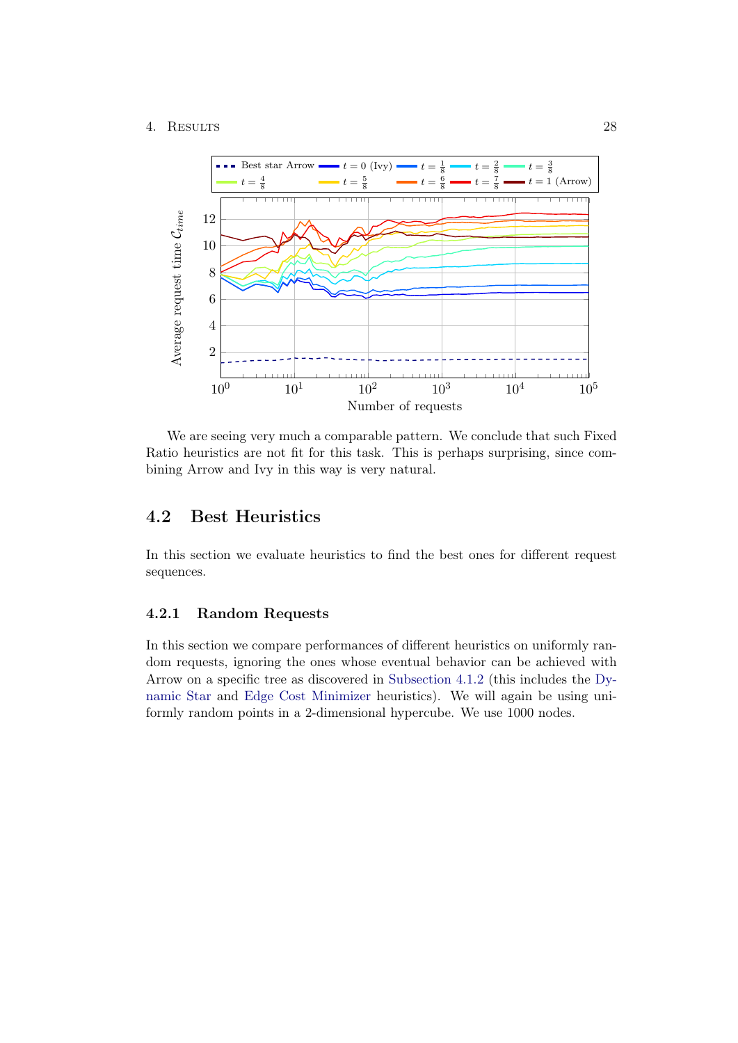We are seeing very much a comparable pattern. We conclude that such Fixed Ratio heuristics are not fit for this task. This is perhaps surprising, since combining Arrow and Ivy in this way is very natural.

## 4.2 Best Heuristics

In this section we evaluate heuristics to find the best ones for different request sequences.

### 4.2.1 Random Requests

In this section we compare performances of different heuristics on uniformly random requests, ignoring the ones whose eventual behavior can be achieved with Arrow on a specific tree as discovered in Subsection 4.1.2 (this includes the Dynamic Star and Edge Cost Minimizer heuristics). We will again be using uniformly random points in a 2-dimensional hypercube. We use 1000 nodes.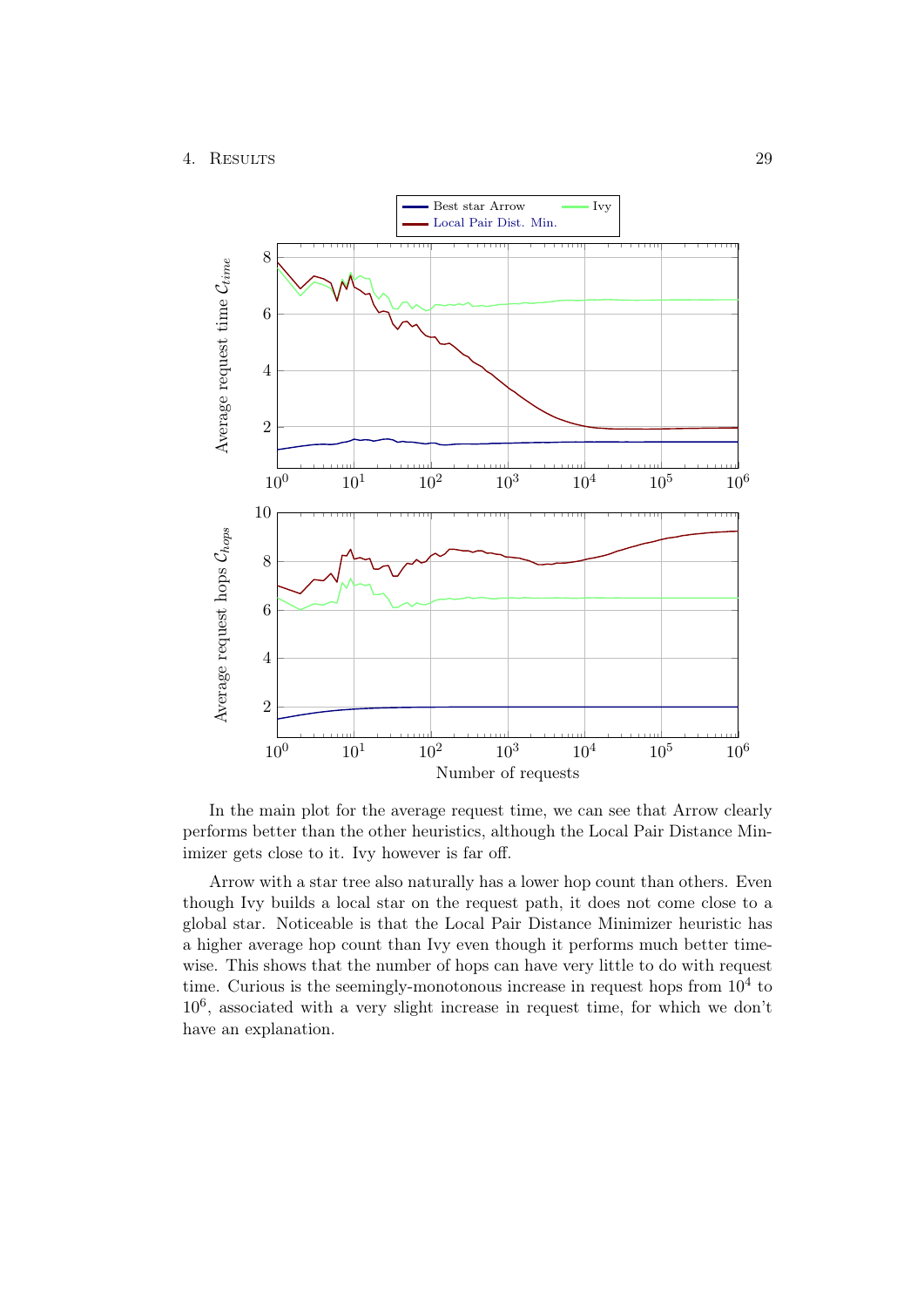In the main plot for the average request time, we can see that Arrow clearly performs better than the other heuristics, although the Local Pair Distance Minimizer gets close to it. Ivy however is far off.

Arrow with a star tree also naturally has a lower hop count than others. Even though Ivy builds a local star on the request path, it does not come close to a global star. Noticeable is that the Local Pair Distance Minimizer heuristic has a higher average hop count than Ivy even though it performs much better time-wise. This shows that the number of hops can have very little to do with request time. Curious is the seemingly-monotonous increase in request hops from $10^4$ to $10^6$, associated with a very slight increase in request time, for which we don't have an explanation.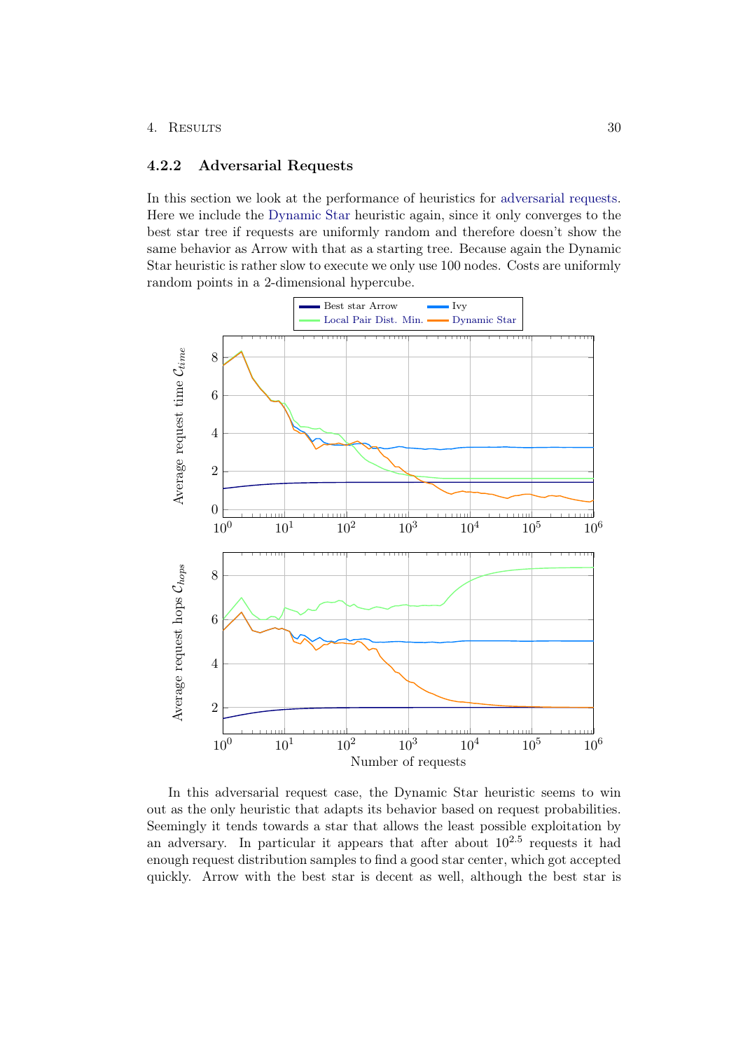### 4.2.2 Adversarial Requests

In this section we look at the performance of heuristics for adversarial requests. Here we include the Dynamic Star heuristic again, since it only converges to the best star tree if requests are uniformly random and therefore doesn't show the same behavior as Arrow with that as a starting tree. Because again the Dynamic Star heuristic is rather slow to execute we only use 100 nodes. Costs are uniformly random points in a 2-dimensional hypercube.

In this adversarial request case, the Dynamic Star heuristic seems to win out as the only heuristic that adapts its behavior based on request probabilities. Seemingly it tends towards a star that allows the least possible exploitation by an adversary. In particular it appears that after about $10^{2.5}$ requests it had enough request distribution samples to find a good star center, which got accepted quickly. Arrow with the best star is decent as well, although the best star is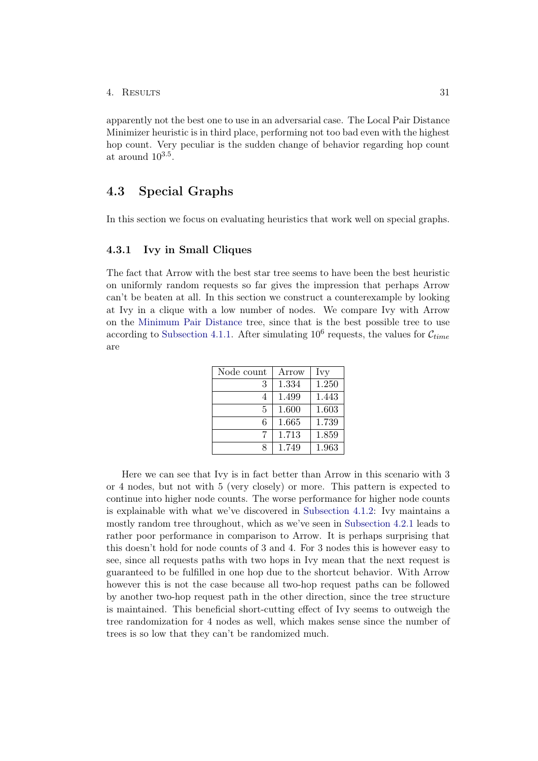apparently not the best one to use in an adversarial case. The Local Pair Distance Minimizer heuristic is in third place, performing not too bad even with the highest hop count. Very peculiar is the sudden change of behavior regarding hop count at around $10^{3.5}$.

## 4.3 Special Graphs

In this section we focus on evaluating heuristics that work well on special graphs.

### 4.3.1 Ivy in Small Cliques

The fact that Arrow with the best star tree seems to have been the best heuristic on uniformly random requests so far gives the impression that perhaps Arrow can't be beaten at all. In this section we construct a counterexample by looking at Ivy in a clique with a low number of nodes. We compare Ivy with Arrow on the Minimum Pair Distance tree, since that is the best possible tree to use according to Subsection 4.1.1. After simulating $10^6$ requests, the values for $\mathcal{C}_{time}$ are

| Node count | Arrow | Ivy |
|---|---|---|
| 3 | 1.334 | 1.250 |
| 4 | 1.499 | 1.443 |
| 5 | 1.600 | 1.603 |
| 6 | 1.665 | 1.739 |
| 7 | 1.713 | 1.859 |
| 8 | 1.749 | 1.963 |

Here we can see that Ivy is in fact better than Arrow in this scenario with 3 or 4 nodes, but not with 5 (very closely) or more. This pattern is expected to continue into higher node counts. The worse performance for higher node counts is explainable with what we've discovered in Subsection 4.1.2: Ivy maintains a mostly random tree throughout, which as we've seen in Subsection 4.2.1 leads to rather poor performance in comparison to Arrow. It is perhaps surprising that this doesn't hold for node counts of 3 and 4. For 3 nodes this is however easy to see, since all requests paths with two hops in Ivy mean that the next request is guaranteed to be fulfilled in one hop due to the shortcut behavior. With Arrow however this is not the case because all two-hop request paths can be followed by another two-hop request path in the other direction, since the tree structure is maintained. This beneficial short-cutting effect of Ivy seems to outweigh the tree randomization for 4 nodes as well, which makes sense since the number of trees is so low that they can't be randomized much.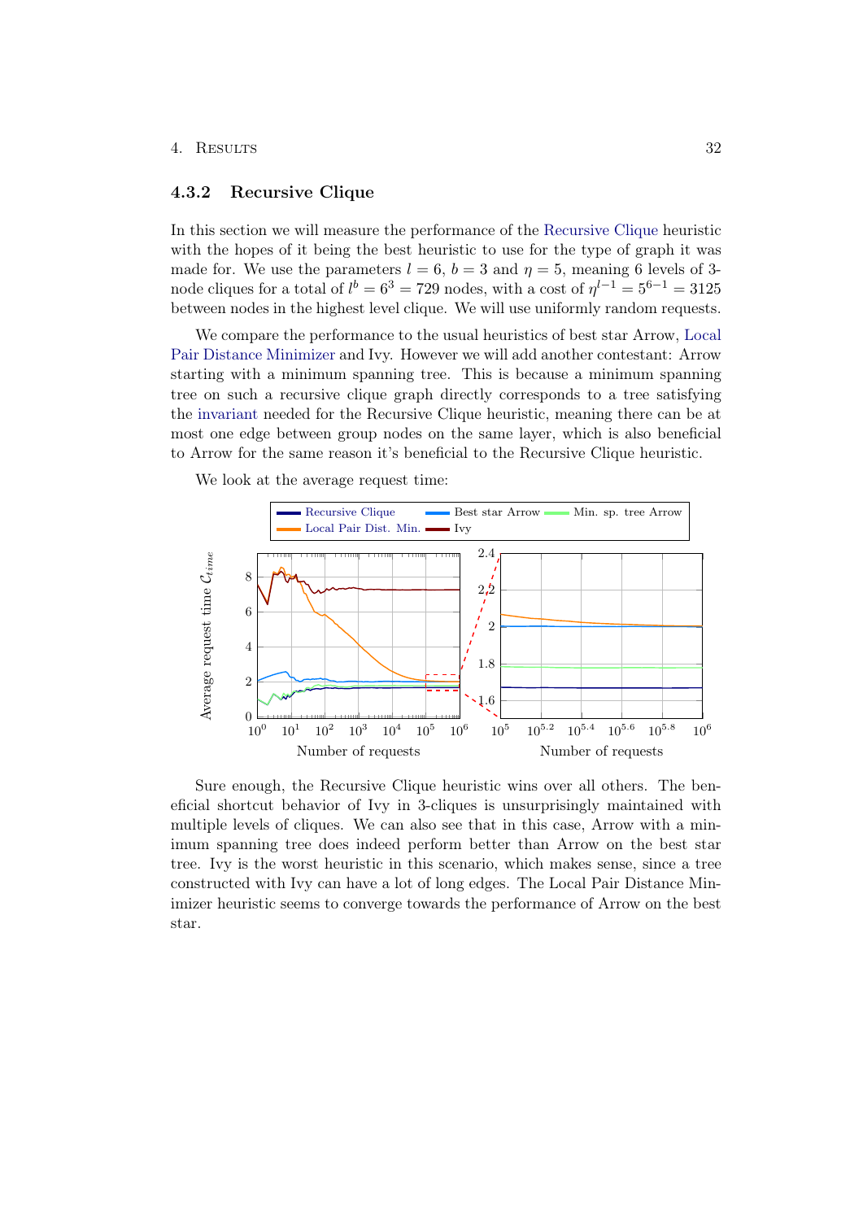### 4.3.2 Recursive Clique

In this section we will measure the performance of the Recursive Clique heuristic with the hopes of it being the best heuristic to use for the type of graph it was made for. We use the parameters $l = 6$, $b = 3$ and $\eta = 5$, meaning 6 levels of 3-node cliques for a total of $l^b = 6^3 = 729$ nodes, with a cost of $\eta^{l-1} = 5^{6-1} = 3125$ between nodes in the highest level clique. We will use uniformly random requests.

We compare the performance to the usual heuristics of best star Arrow, Local Pair Distance Minimizer and Ivy. However we will add another contestant: Arrow starting with a minimum spanning tree. This is because a minimum spanning tree on such a recursive clique graph directly corresponds to a tree satisfying the invariant needed for the Recursive Clique heuristic, meaning there can be at most one edge between group nodes on the same layer, which is also beneficial to Arrow for the same reason it's beneficial to the Recursive Clique heuristic.

We look at the average request time:

Sure enough, the Recursive Clique heuristic wins over all others. The beneficial shortcut behavior of Ivy in 3-cliques is unsurprisingly maintained with multiple levels of cliques. We can also see that in this case, Arrow with a minimum spanning tree does indeed perform better than Arrow on the best star tree. Ivy is the worst heuristic in this scenario, which makes sense, since a tree constructed with Ivy can have a lot of long edges. The Local Pair Distance Minimizer heuristic seems to converge towards the performance of Arrow on the best star.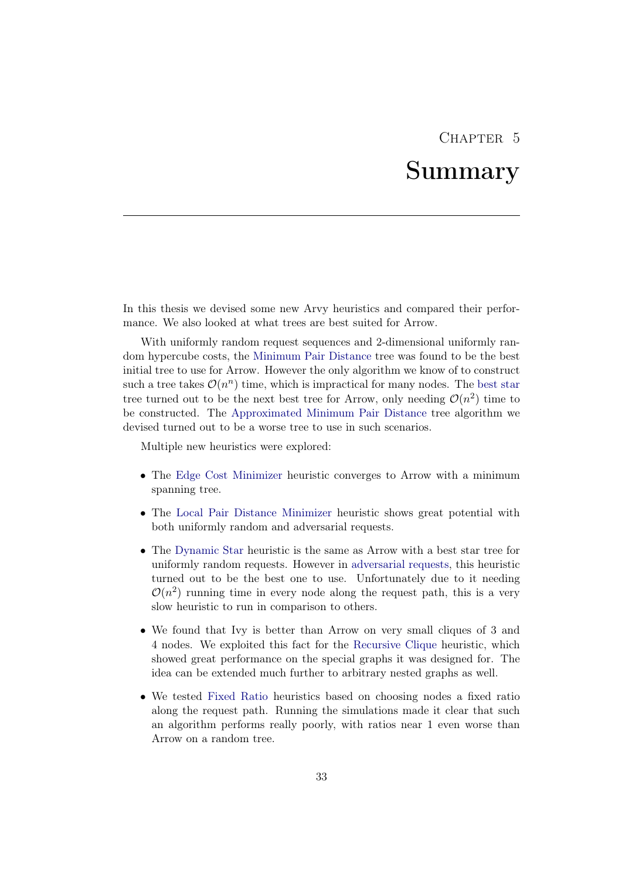# Chapter 5

# Summary

In this thesis we devised some new Arvy heuristics and compared their performance. We also looked at what trees are best suited for Arrow.

With uniformly random request sequences and 2-dimensional uniformly random hypercube costs, the Minimum Pair Distance tree was found to be the best initial tree to use for Arrow. However the only algorithm we know of to construct such a tree takes $\mathcal{O}(n^n)$ time, which is impractical for many nodes. The best star tree turned out to be the next best tree for Arrow, only needing $\mathcal{O}(n^2)$ time to be constructed. The Approximated Minimum Pair Distance tree algorithm we devised turned out to be a worse tree to use in such scenarios.

Multiple new heuristics were explored:

- The Edge Cost Minimizer heuristic converges to Arrow with a minimum spanning tree.
- The Local Pair Distance Minimizer heuristic shows great potential with both uniformly random and adversarial requests.
- The Dynamic Star heuristic is the same as Arrow with a best star tree for uniformly random requests. However in adversarial requests, this heuristic turned out to be the best one to use. Unfortunately due to it needing $\mathcal{O}(n^2)$ running time in every node along the request path, this is a very slow heuristic to run in comparison to others.
- We found that Ivy is better than Arrow on very small cliques of 3 and 4 nodes. We exploited this fact for the Recursive Clique heuristic, which showed great performance on the special graphs it was designed for. The idea can be extended much further to arbitrary nested graphs as well.
- We tested Fixed Ratio heuristics based on choosing nodes a fixed ratio along the request path. Running the simulations made it clear that such an algorithm performs really poorly, with ratios near 1 even worse than Arrow on a random tree.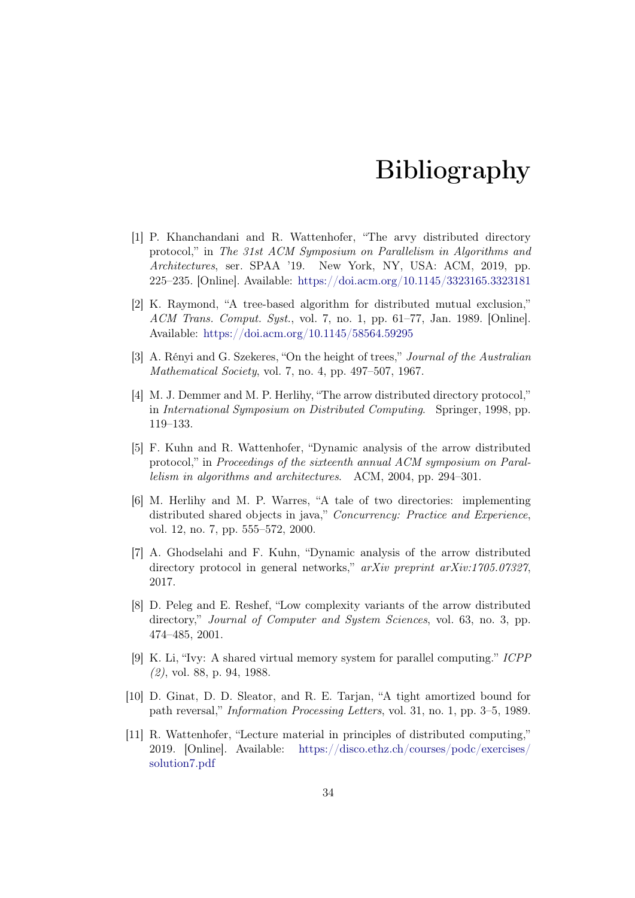# Bibliography

[1] P. Khanchandani and R. Wattenhofer, "The arvy distributed directory protocol," in *The 31st ACM Symposium on Parallelism in Algorithms and Architectures*, ser. SPAA '19. New York, NY, USA: ACM, 2019, pp. 225–235. [Online]. Available: https://doi.acm.org/10.1145/3323165.3323181

[2] K. Raymond, "A tree-based algorithm for distributed mutual exclusion," *ACM Trans. Comput. Syst.*, vol. 7, no. 1, pp. 61–77, Jan. 1989. [Online]. Available: https://doi.acm.org/10.1145/58564.59295

[3] A. Rényi and G. Szekeres, "On the height of trees," *Journal of the Australian Mathematical Society*, vol. 7, no. 4, pp. 497–507, 1967.

[4] M. J. Demmer and M. P. Herlihy, "The arrow distributed directory protocol," in *International Symposium on Distributed Computing*. Springer, 1998, pp. 119–133.

[5] F. Kuhn and R. Wattenhofer, "Dynamic analysis of the arrow distributed protocol," in *Proceedings of the sixteenth annual ACM symposium on Parallelism in algorithms and architectures*. ACM, 2004, pp. 294–301.

[6] M. Herlihy and M. P. Warres, "A tale of two directories: implementing distributed shared objects in java," *Concurrency: Practice and Experience*, vol. 12, no. 7, pp. 555–572, 2000.

[7] A. Ghodselahi and F. Kuhn, "Dynamic analysis of the arrow distributed directory protocol in general networks," *arXiv preprint arXiv:1705.07327*, 2017.

[8] D. Peleg and E. Reshef, "Low complexity variants of the arrow distributed directory," *Journal of Computer and System Sciences*, vol. 63, no. 3, pp. 474–485, 2001.

[9] K. Li, "Ivy: A shared virtual memory system for parallel computing." *ICPP (2)*, vol. 88, p. 94, 1988.

[10] D. Ginat, D. D. Sleator, and R. E. Tarjan, "A tight amortized bound for path reversal," *Information Processing Letters*, vol. 31, no. 1, pp. 3–5, 1989.

[11] R. Wattenhofer, "Lecture material in principles of distributed computing," 2019. [Online]. Available: https://disco.ethz.ch/courses/podc/exercises/solution7.pdf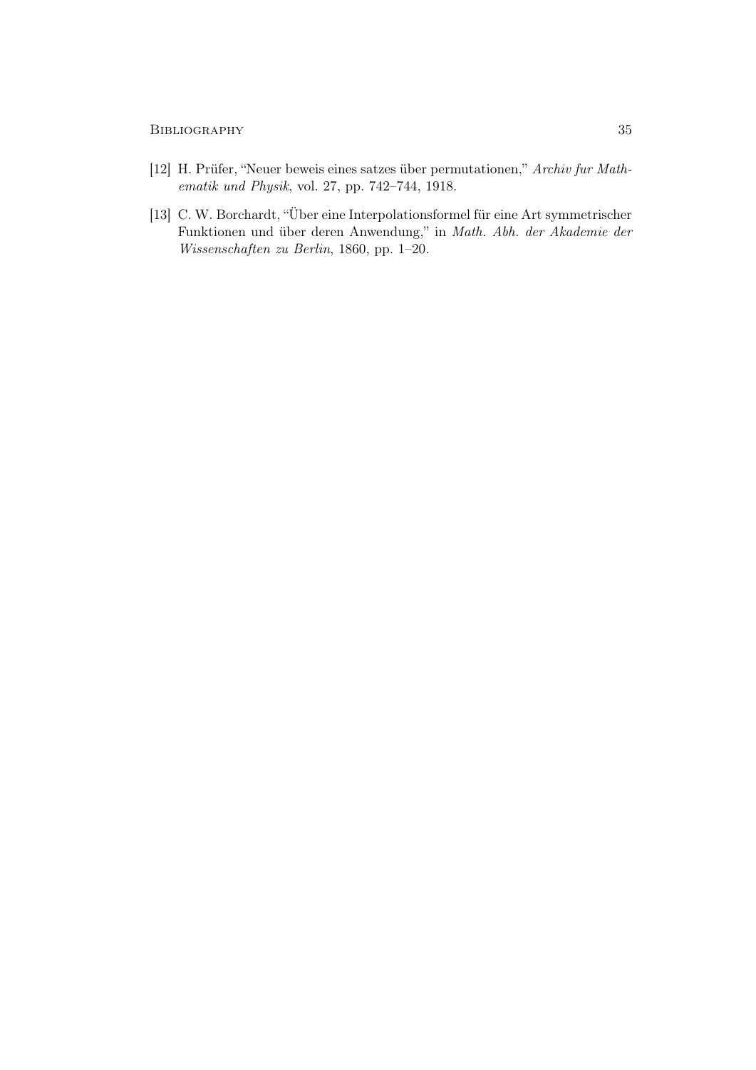[12] H. Prüfer, "Neuer beweis eines satzes über permutationen," *Archiv fur Mathematik und Physik*, vol. 27, pp. 742–744, 1918.

[13] C. W. Borchardt, "Über eine Interpolationsformel für eine Art symmetrischer Funktionen und über deren Anwendung," in *Math. Abh. der Akademie der Wissenschaften zu Berlin*, 1860, pp. 1–20.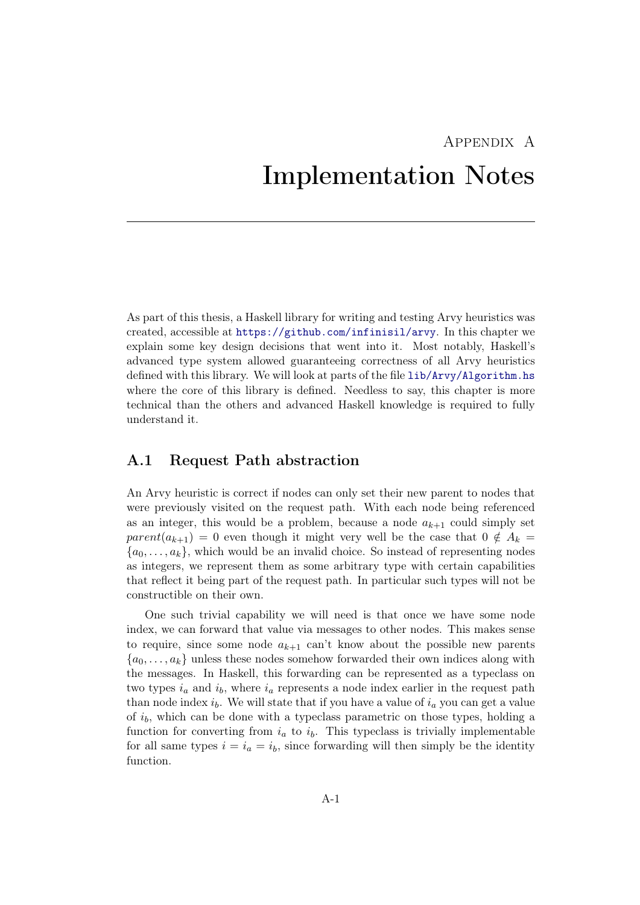# Appendix A

# Implementation Notes

As part of this thesis, a Haskell library for writing and testing Arvy heuristics was created, accessible at https://github.com/infinisil/arvy. In this chapter we explain some key design decisions that went into it. Most notably, Haskell's advanced type system allowed guaranteeing correctness of all Arvy heuristics defined with this library. We will look at parts of the file lib/Arvy/Algorithm.hs where the core of this library is defined. Needless to say, this chapter is more technical than the others and advanced Haskell knowledge is required to fully understand it.

## A.1 Request Path abstraction

An Arvy heuristic is correct if nodes can only set their new parent to nodes that were previously visited on the request path. With each node being referenced as an integer, this would be a problem, because a node $a_{k+1}$ could simply set $parent(a_{k+1}) = 0$ even though it might very well be the case that $0 \notin A_k = \{a_0, \ldots, a_k\}$, which would be an invalid choice. So instead of representing nodes as integers, we represent them as some arbitrary type with certain capabilities that reflect it being part of the request path. In particular such types will not be constructible on their own.

One such trivial capability we will need is that once we have some node index, we can forward that value via messages to other nodes. This makes sense to require, since some node $a_{k+1}$ can't know about the possible new parents $\{a_0, \ldots, a_k\}$ unless these nodes somehow forwarded their own indices along with the messages. In Haskell, this forwarding can be represented as a typeclass on two types $i_a$ and $i_b$, where $i_a$ represents a node index earlier in the request path than node index $i_b$. We will state that if you have a value of $i_a$ you can get a value of $i_b$, which can be done with a typeclass parametric on those types, holding a function for converting from $i_a$ to $i_b$. This typeclass is trivially implementable for all same types $i = i_a = i_b$, since forwarding will then simply be the identity function.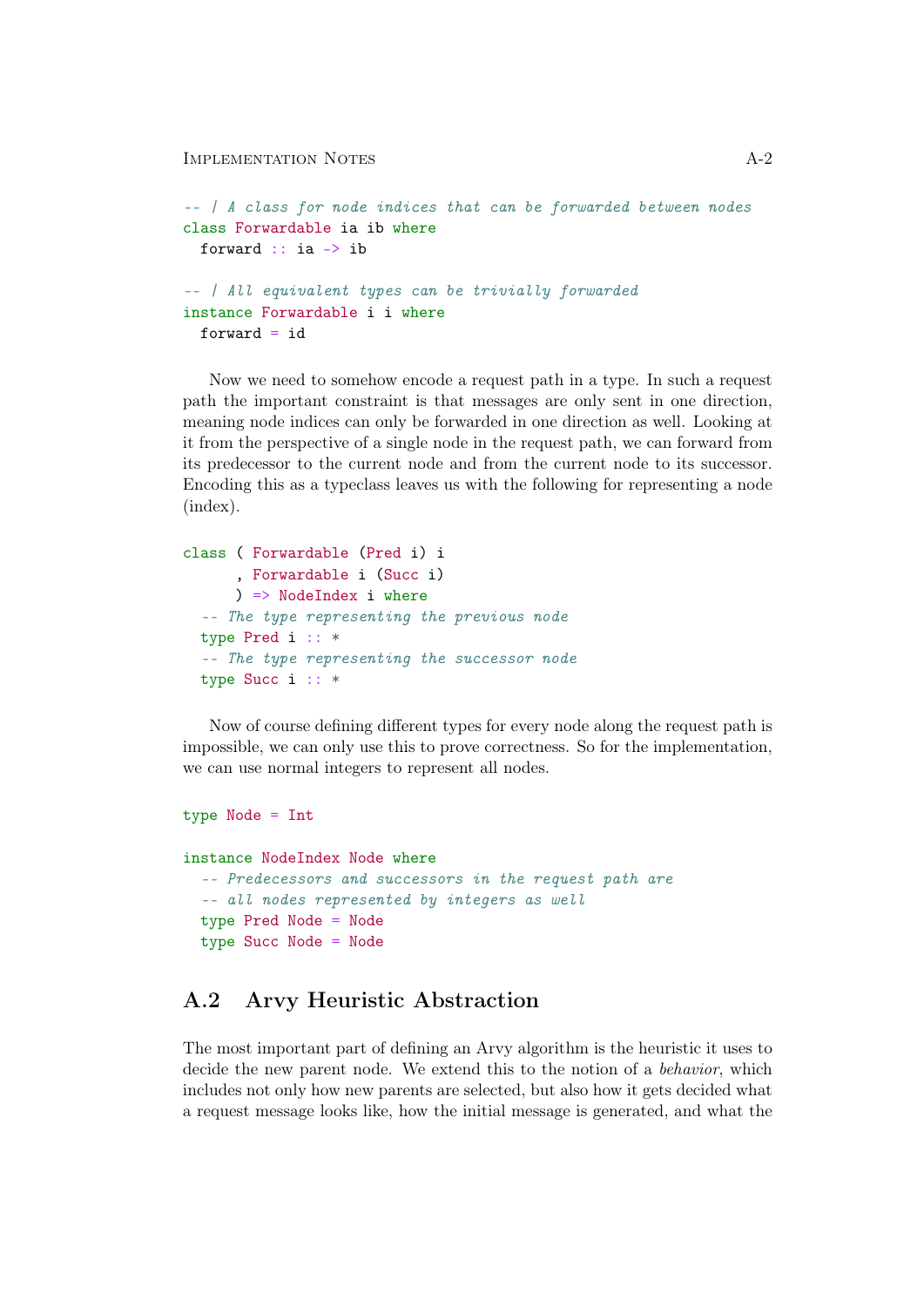```haskell
-- | A class for node indices that can be forwarded between nodes
class Forwardable ia ib where
  forward :: ia -> ib

-- | All equivalent types can be trivially forwarded
instance Forwardable i i where
  forward = id
```

Now we need to somehow encode a request path in a type. In such a request path the important constraint is that messages are only sent in one direction, meaning node indices can only be forwarded in one direction as well. Looking at it from the perspective of a single node in the request path, we can forward from its predecessor to the current node and from the current node to its successor. Encoding this as a typeclass leaves us with the following for representing a node (index).

```haskell
class ( Forwardable (Pred i) i
      , Forwardable i (Succ i)
      ) => NodeIndex i where
  -- The type representing the previous node
  type Pred i :: *
  -- The type representing the successor node
  type Succ i :: *
```

Now of course defining different types for every node along the request path is impossible, we can only use this to prove correctness. So for the implementation, we can use normal integers to represent all nodes.

```haskell
type Node = Int

instance NodeIndex Node where
  -- Predecessors and successors in the request path are
  -- all nodes represented by integers as well
  type Pred Node = Node
  type Succ Node = Node
```

## A.2 Arvy Heuristic Abstraction

The most important part of defining an Arvy algorithm is the heuristic it uses to decide the new parent node. We extend this to the notion of a *behavior*, which includes not only how new parents are selected, but also how it gets decided what a request message looks like, how the initial message is generated, and what the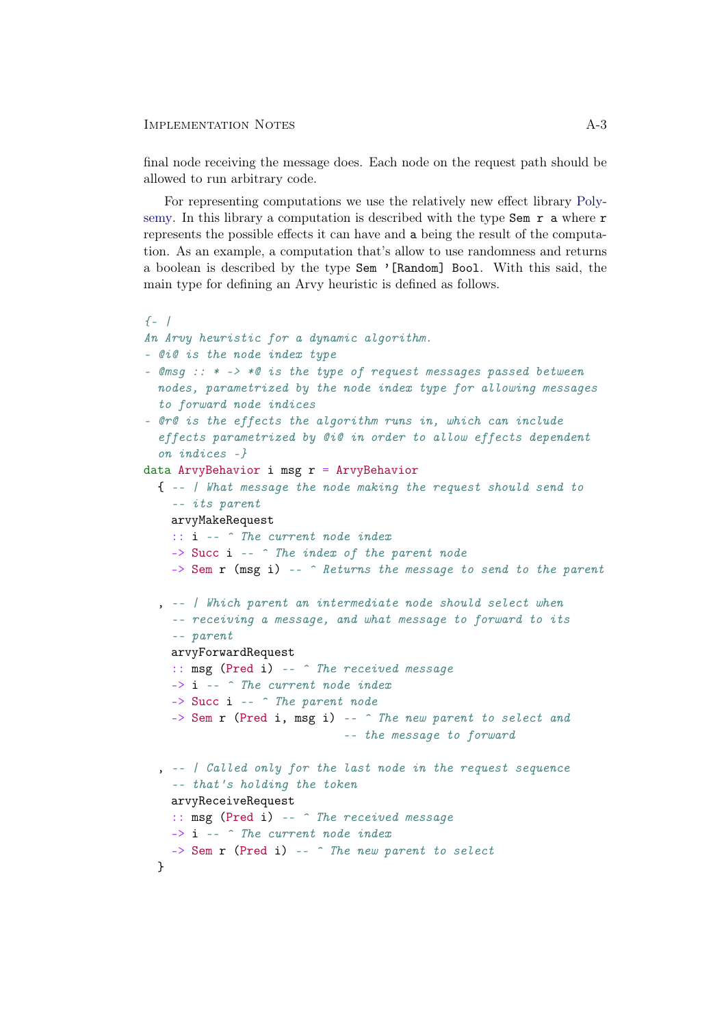final node receiving the message does. Each node on the request path should be allowed to run arbitrary code.

For representing computations we use the relatively new effect library Polysemy. In this library a computation is described with the type `Sem r a` where `r` represents the possible effects it can have and `a` being the result of the computation. As an example, a computation that's allow to use randomness and returns a boolean is described by the type `Sem '[Random] Bool`. With this said, the main type for defining an Arvy heuristic is defined as follows.

```haskell
{- |
An Arvy heuristic for a dynamic algorithm.
- @i@ is the node index type
- @msg :: * -> *@ is the type of request messages passed between
  nodes, parametrized by the node index type for allowing messages
  to forward node indices
- @r@ is the effects the algorithm runs in, which can include
  effects parametrized by @i@ in order to allow effects dependent
  on indices -}
data ArvyBehavior i msg r = ArvyBehavior
  { -- | What message the node making the request should send to
    -- its parent
    arvyMakeRequest
    :: i -- ^ The current node index
    -> Succ i -- ^ The index of the parent node
    -> Sem r (msg i) -- ^ Returns the message to send to the parent

  , -- | Which parent an intermediate node should select when
    -- receiving a message, and what message to forward to its
    -- parent
    arvyForwardRequest
    :: msg (Pred i) -- ^ The received message
    -> i -- ^ The current node index
    -> Succ i -- ^ The parent node
    -> Sem r (Pred i, msg i) -- ^ The new parent to select and
                             -- the message to forward

  , -- | Called only for the last node in the request sequence
    -- that's holding the token
    arvyReceiveRequest
    :: msg (Pred i) -- ^ The received message
    -> i -- ^ The current node index
    -> Sem r (Pred i) -- ^ The new parent to select
  }
```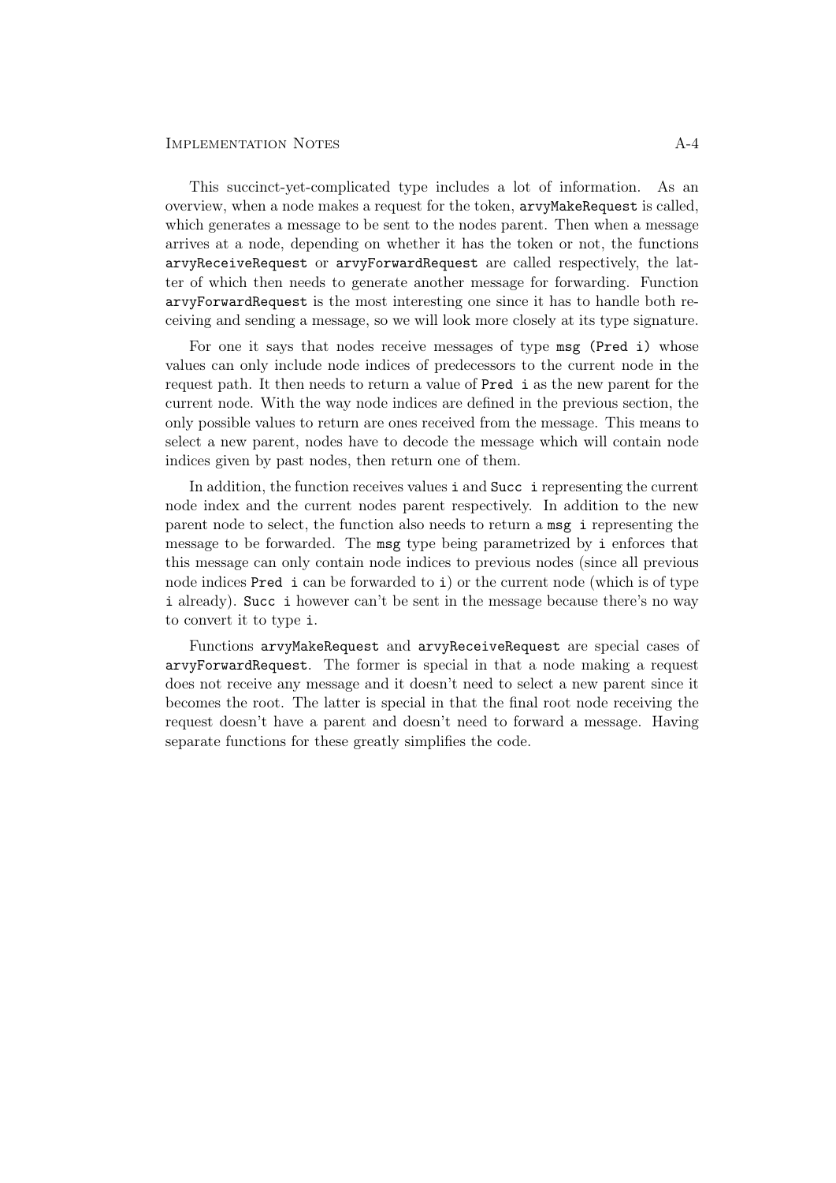This succinct-yet-complicated type includes a lot of information. As an overview, when a node makes a request for the token, `arvyMakeRequest` is called, which generates a message to be sent to the nodes parent. Then when a message arrives at a node, depending on whether it has the token or not, the functions `arvyReceiveRequest` or `arvyForwardRequest` are called respectively, the latter of which then needs to generate another message for forwarding. Function `arvyForwardRequest` is the most interesting one since it has to handle both receiving and sending a message, so we will look more closely at its type signature.

For one it says that nodes receive messages of type `msg (Pred i)` whose values can only include node indices of predecessors to the current node in the request path. It then needs to return a value of `Pred i` as the new parent for the current node. With the way node indices are defined in the previous section, the only possible values to return are ones received from the message. This means to select a new parent, nodes have to decode the message which will contain node indices given by past nodes, then return one of them.

In addition, the function receives values `i` and `Succ i` representing the current node index and the current nodes parent respectively. In addition to the new parent node to select, the function also needs to return a `msg i` representing the message to be forwarded. The `msg` type being parametrized by `i` enforces that this message can only contain node indices to previous nodes (since all previous node indices `Pred i` can be forwarded to `i`) or the current node (which is of type `i` already). `Succ i` however can't be sent in the message because there's no way to convert it to type `i`.

Functions `arvyMakeRequest` and `arvyReceiveRequest` are special cases of `arvyForwardRequest`. The former is special in that a node making a request does not receive any message and it doesn't need to select a new parent since it becomes the root. The latter is special in that the final root node receiving the request doesn't have a parent and doesn't need to forward a message. Having separate functions for these greatly simplifies the code.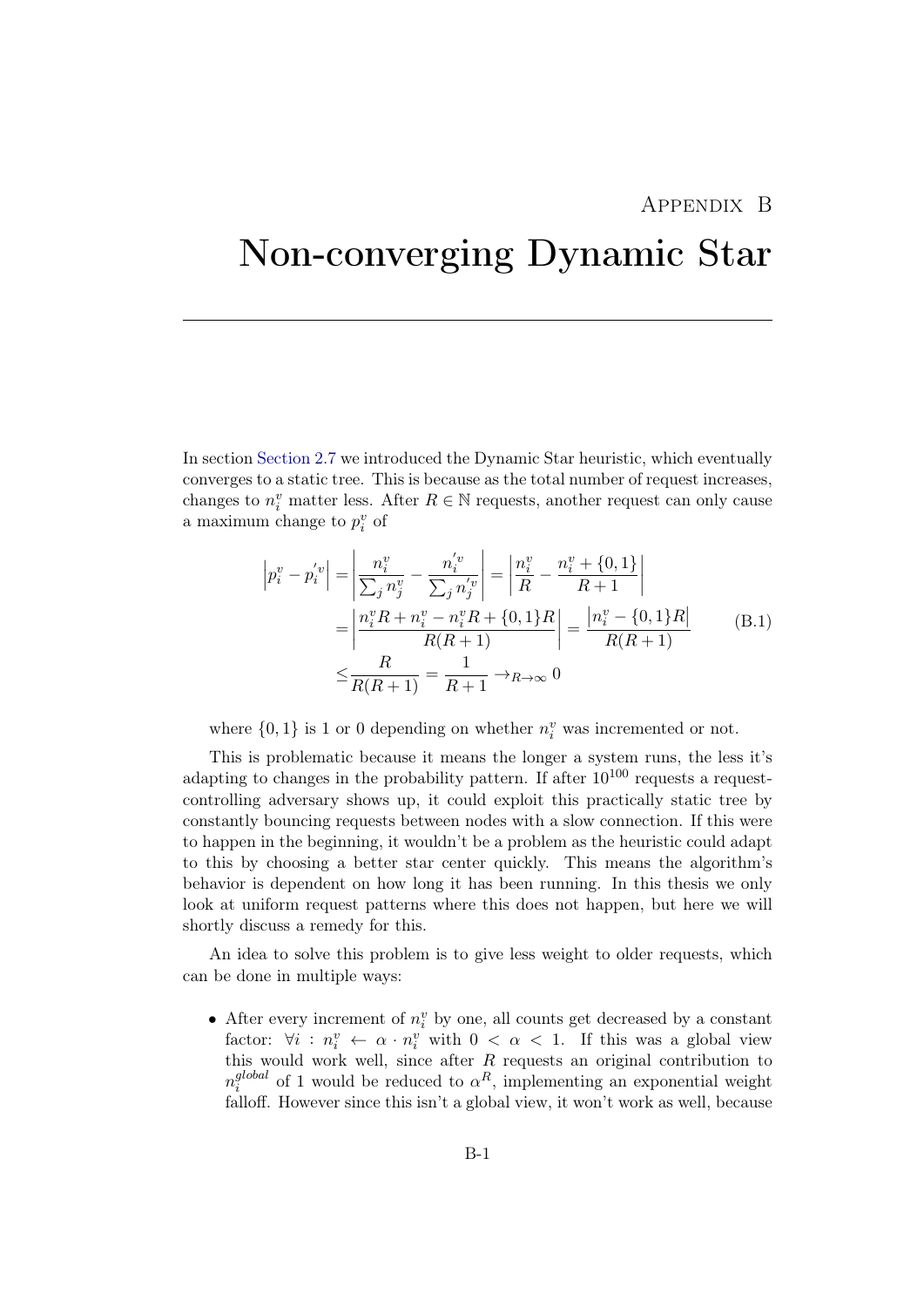# Appendix B

# Non-converging Dynamic Star

In section Section 2.7 we introduced the Dynamic Star heuristic, which eventually converges to a static tree. This is because as the total number of request increases, changes to $n_i^v$ matter less. After $R \in \mathbb{N}$ requests, another request can only cause a maximum change to $p_i^v$ of

$$
\begin{aligned}
\left|p_i^v - p_i^{'v}\right| &= \left|\frac{n_i^v}{\sum_j n_j^v} - \frac{n_i^{'v}}{\sum_j n_j^{'v}}\right| = \left|\frac{n_i^v}{R} - \frac{n_i^v + \{0,1\}}{R+1}\right| \\
&= \left|\frac{n_i^v R + n_i^v - n_i^v R + \{0,1\} R}{R(R+1)}\right| = \frac{\left|n_i^v - \{0,1\} R\right|}{R(R+1)} \\
&\leq \frac{R}{R(R+1)} = \frac{1}{R+1} \to_{R \to \infty} 0
\end{aligned}
\tag{B.1}
$$

where $\{0,1\}$ is 1 or 0 depending on whether $n_i^v$ was incremented or not.

This is problematic because it means the longer a system runs, the less it's adapting to changes in the probability pattern. If after $10^{100}$ requests a request-controlling adversary shows up, it could exploit this practically static tree by constantly bouncing requests between nodes with a slow connection. If this were to happen in the beginning, it wouldn't be a problem as the heuristic could adapt to this by choosing a better star center quickly. This means the algorithm's behavior is dependent on how long it has been running. In this thesis we only look at uniform request patterns where this does not happen, but here we will shortly discuss a remedy for this.

An idea to solve this problem is to give less weight to older requests, which can be done in multiple ways:

- After every increment of $n_i^v$ by one, all counts get decreased by a constant factor: $\forall i : n_i^v \leftarrow \alpha \cdot n_i^v$ with $0 < \alpha < 1$. If this was a global view this would work well, since after $R$ requests an original contribution to $n_i^{global}$ of 1 would be reduced to $\alpha^R$, implementing an exponential weight falloff. However since this isn't a global view, it won't work as well, because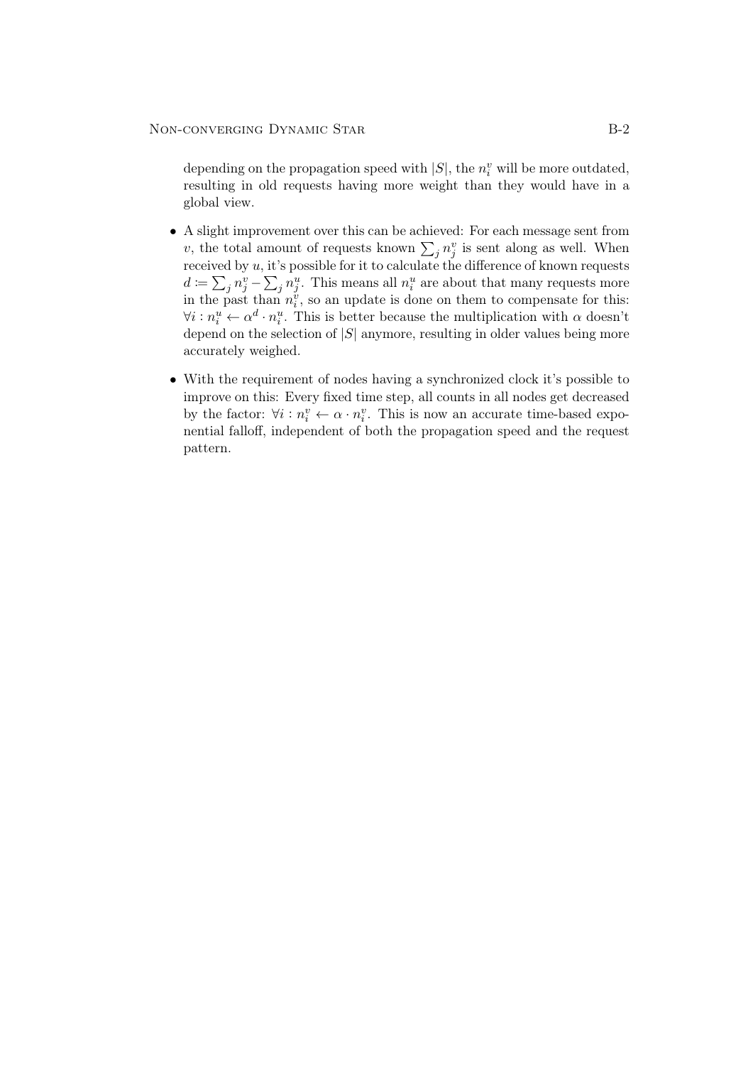depending on the propagation speed with $|S|$, the $n_i^v$ will be more outdated, resulting in old requests having more weight than they would have in a global view.

- A slight improvement over this can be achieved: For each message sent from $v$, the total amount of requests known $\sum_j n_j^v$ is sent along as well. When received by $u$, it's possible for it to calculate the difference of known requests $d \coloneqq \sum_j n_j^v - \sum_j n_j^u$. This means all $n_i^u$ are about that many requests more in the past than $n_i^v$, so an update is done on them to compensate for this: $\forall i : n_i^u \leftarrow \alpha^d \cdot n_i^u$. This is better because the multiplication with $\alpha$ doesn't depend on the selection of $|S|$ anymore, resulting in older values being more accurately weighed.
- With the requirement of nodes having a synchronized clock it's possible to improve on this: Every fixed time step, all counts in all nodes get decreased by the factor: $\forall i : n_i^v \leftarrow \alpha \cdot n_i^v$. This is now an accurate time-based exponential falloff, independent of both the propagation speed and the request pattern.